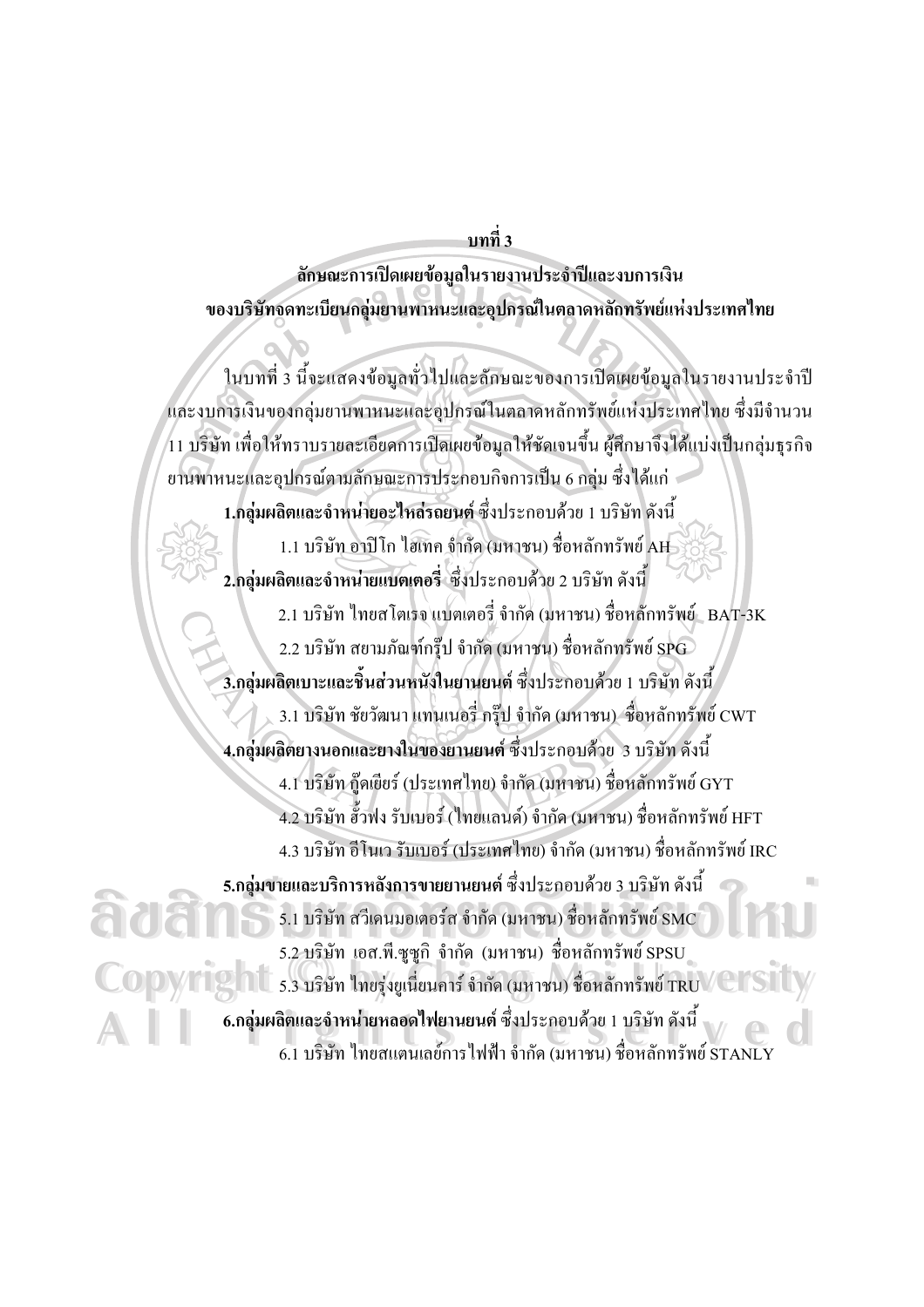# บทที่ 3

## ลักษณะการเปิดเผยข้อมูลในรายงานประจำปีและงบการเงิน ของบริษัทจดทะเบียนกลุ่มยานพาหนะและอุปกรณ์ในตลาดหลักทรัพย์แห่งประเทศไทย

ในบทที่ 3 นี้จะแสดงข้อมูลทั่วไปและลักษณะของการเปิดเผยข้อมูลในรายงานประจำปีและงบการเงินของกลุ่มยานพาหนะและอุปกรณ์ในตลาดหลักทรัพย์แห่งประเทศไทย ซึ่งมีจำนวน 11 บริษัท เพื่อให้ทราบรายละเอียดการเปิดเผยข้อมูลให้ชัดเจนขึ้น ผู้ศึกษาจึงได้แบ่งเป็นกลุ่มธุรกิจยานพาหนะและอุปกรณ์ตามลักษณะการประกอบกิจการเป็น 6 กลุ่ม ซึ่งได้แก่

**1.กลุ่มผลิตและจำหน่ายอะไหล่รถยนต์** ซึ่งประกอบด้วย 1 บริษัท ดังนี้

1.1 บริษัท อาปิโก ไฮเทค จำกัด (มหาชน) ชื่อหลักทรัพย์ AH

**2.กลุ่มผลิตและจำหน่ายแบตเตอรี่** ซึ่งประกอบด้วย 2 บริษัท ดังนี้

2.1 บริษัท ไทยสโตเรจ แบตเตอรี่ จำกัด (มหาชน) ชื่อหลักทรัพย์ BAT-3K

2.2 บริษัท สยามภัณฑ์กรุ๊ป จำกัด (มหาชน) ชื่อหลักทรัพย์ SPG

**3.กลุ่มผลิตเบาะและชิ้นส่วนหนังในยานยนต์** ซึ่งประกอบด้วย 1 บริษัท ดังนี้

3.1 บริษัท ชัยวัฒนา แทนเนอรี่ กรุ๊ป จำกัด (มหาชน) ชื่อหลักทรัพย์ CWT

**4.กลุ่มผลิตยางนอกและยางในของยานยนต์** ซึ่งประกอบด้วย 3 บริษัท ดังนี้

4.1 บริษัท กู๊ดเยียร์ (ประเทศไทย) จำกัด (มหาชน) ชื่อหลักทรัพย์ GYT

4.2 บริษัท ฮั้วฟง รับเบอร์ (ไทยแลนด์) จำกัด (มหาชน) ชื่อหลักทรัพย์ HFT

4.3 บริษัท อีโนเว รับเบอร์ (ประเทศไทย) จำกัด (มหาชน) ชื่อหลักทรัพย์ IRC

**5.กลุ่มขายและบริการหลังการขายยานยนต์** ซึ่งประกอบด้วย 3 บริษัท ดังนี้

5.1 บริษัท สวีเดนมอเตอร์ส จำกัด (มหาชน) ชื่อหลักทรัพย์ SMC

5.2 บริษัท เอส.พี.ซูซูกิ จำกัด (มหาชน) ชื่อหลักทรัพย์ SPSU

5.3 บริษัท ไทยรุ่งยูเนี่ยนคาร์ จำกัด (มหาชน) ชื่อหลักทรัพย์ TRU

**6.กลุ่มผลิตและจำหน่ายหลอดไฟยานยนต์** ซึ่งประกอบด้วย 1 บริษัท ดังนี้

6.1 บริษัท ไทยสแตนเลย์การไฟฟ้า จำกัด (มหาชน) ชื่อหลักทรัพย์ STANLY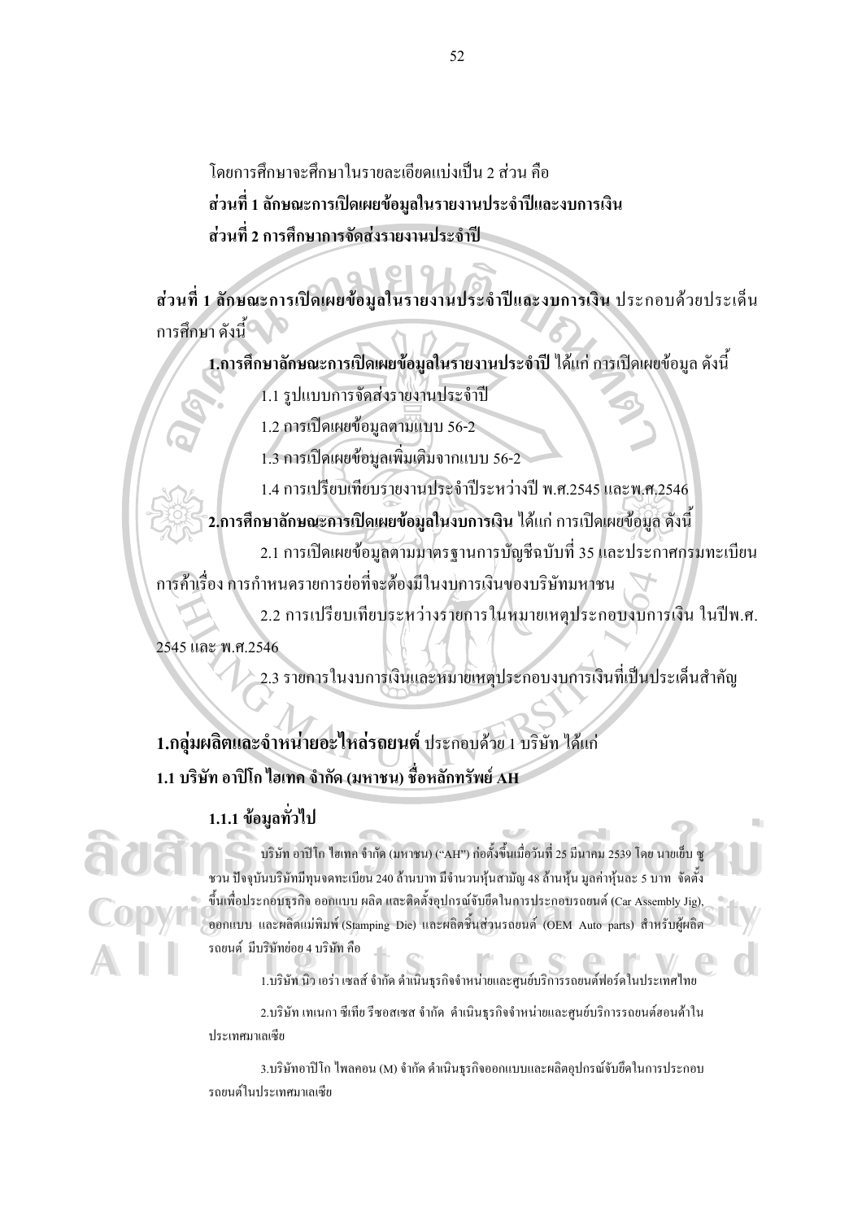โดยการศึกษาจะศึกษาในรายละเอียดแบ่งเป็น 2 ส่วน คือ

**ส่วนที่ 1 ลักษณะการเปิดเผยข้อมูลในรายงานประจำปีและงบการเงิน**

**ส่วนที่ 2 การศึกษาการจัดส่งรายงานประจำปี**

**ส่วนที่ 1 ลักษณะการเปิดเผยข้อมูลในรายงานประจำปีและงบการเงิน** ประกอบด้วยประเด็นการศึกษา ดังนี้

**1.การศึกษาลักษณะการเปิดเผยข้อมูลในรายงานประจำปี** ได้แก่ การเปิดเผยข้อมูล ดังนี้

1.1 รูปแบบการจัดส่งรายงานประจำปี

1.2 การเปิดเผยข้อมูลตามแบบ 56-2

1.3 การเปิดเผยข้อมูลเพิ่มเติมจากแบบ 56-2

1.4 การเปรียบเทียบรายงานประจำปีระหว่างปี พ.ศ.2545 และพ.ศ.2546

**2.การศึกษาลักษณะการเปิดเผยข้อมูลในงบการเงิน** ได้แก่ การเปิดเผยข้อมูล ดังนี้

2.1 การเปิดเผยข้อมูลตามมาตรฐานการบัญชีฉบับที่ 35 และประกาศกรมทะเบียนการค้าเรื่อง การกำหนดรายการย่อที่จะต้องมีในงบการเงินของบริษัทมหาชน

2.2 การเปรียบเทียบระหว่างรายการในหมายเหตุประกอบงบการเงิน ในปีพ.ศ. 2545 และ พ.ศ.2546

2.3 รายการในงบการเงินและหมายเหตุประกอบงบการเงินที่เป็นประเด็นสำคัญ

## **1.กลุ่มผลิตและจำหน่ายอะไหล่รถยนต์** ประกอบด้วย 1 บริษัท ได้แก่

### **1.1 บริษัท อาปิโก ไฮเทค จำกัด (มหาชน) ชื่อหลักทรัพย์ AH**

#### **1.1.1 ข้อมูลทั่วไป**

บริษัท อาปิโก ไฮเทค จำกัด (มหาชน) ("AH") ก่อตั้งขึ้นเมื่อวันที่ 25 มีนาคม 2539 โดย นายเย็บ ซู ชวน ปัจจุบันบริษัทมีทุนจดทะเบียน 240 ล้านบาท มีจำนวนหุ้นสามัญ 48 ล้านหุ้น มูลค่าหุ้นละ 5 บาท จัดตั้งขึ้นเพื่อประกอบธุรกิจ ออกแบบ ผลิต และติดตั้งอุปกรณ์จับยึดในการประกอบรถยนต์ (Car Assembly Jig), ออกแบบ และผลิตแม่พิมพ์ (Stamping Die) และผลิตชิ้นส่วนรถยนต์ (OEM Auto parts) สำหรับผู้ผลิตรถยนต์ มีบริษัทย่อย 4 บริษัท คือ

1.บริษัท นิว เอร่า เซลส์ จำกัด ดำเนินธุรกิจจำหน่ายและศูนย์บริการรถยนต์ฟอร์ดในประเทศไทย

2.บริษัท เทเนกา ซีเทีย รีซอสเซส จำกัด ดำเนินธุรกิจจำหน่ายและศูนย์บริการรถยนต์ฮอนด้าในประเทศมาเลเซีย

3.บริษัทอาปิโก ไฟลคอน (M) จำกัด ดำเนินธุรกิจออกแบบและผลิตอุปกรณ์จับยึดในการประกอบรถยนต์ในประเทศมาเลเซีย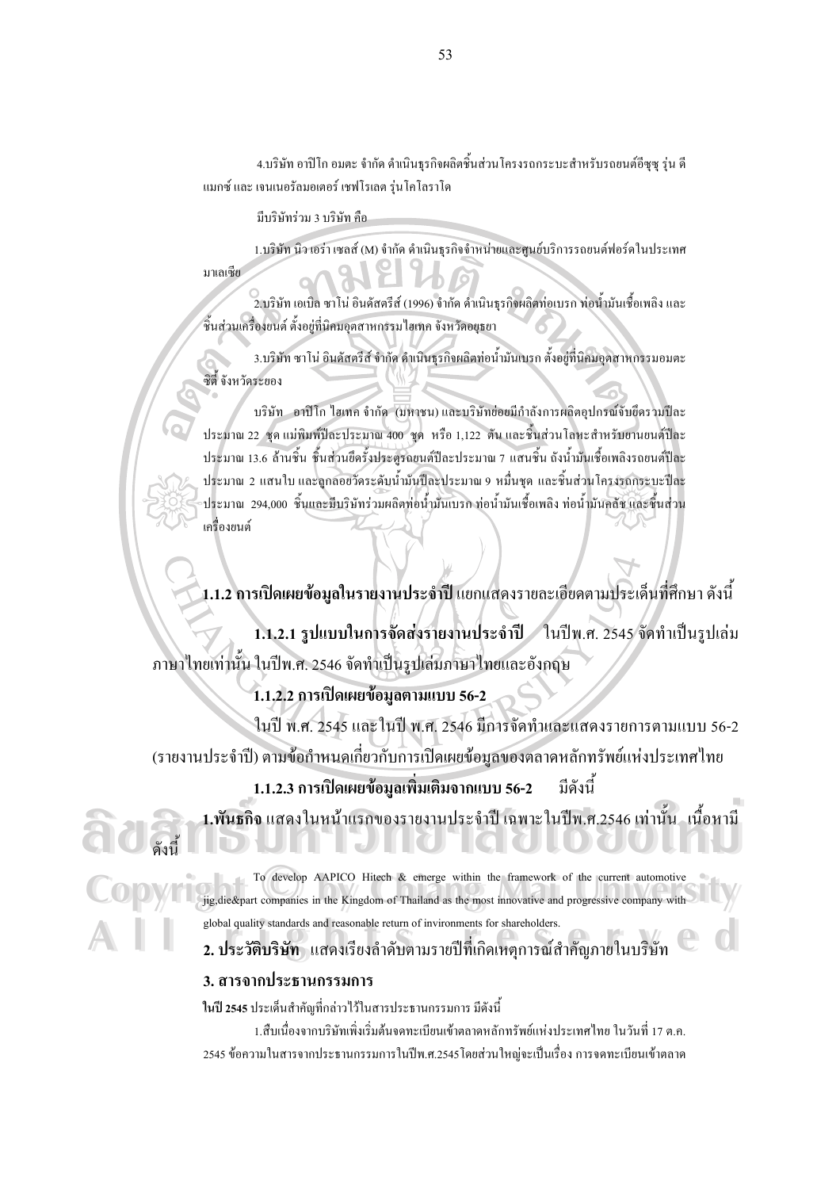4.บริษัท อาปิโก อมตะ จำกัด ดำเนินธุรกิจผลิตชิ้นส่วนโครงรถกระบะสำหรับรถยนต์อีซูซุ รุ่น ดีแมกซ์ และ เจนเนอรัลมอเตอร์ เชฟโรเลต รุ่นโคโลราโด

มีบริษัทร่วม 3 บริษัท คือ

1.บริษัท นิว เอร่า เซลส์ (M) จำกัด ดำเนินธุรกิจจำหน่ายและศูนย์บริการรถยนต์ฟอร์ดในประเทศมาเลเซีย

2.บริษัท เอเบิล ซาโน่ อินดัสตรีส์ (1996) จำกัด ดำเนินธุรกิจผลิตท่อเบรก ท่อน้ำมันเชื้อเพลิง และชิ้นส่วนเครื่องยนต์ ตั้งอยู่ที่นิคมอุตสาหกรรมไฮเทค จังหวัดอยุธยา

3.บริษัท ซาโน่ อินดัสตรีส์ จำกัด ดำเนินธุรกิจผลิตท่อน้ำมันเบรก ตั้งอยู่ที่นิคมอุตสาหกรรมอมตะซิตี้ จังหวัดระยอง

บริษัท อาปิโก ไฮเทค จำกัด (มหาชน) และบริษัทย่อยมีกำลังการผลิตอุปกรณ์จับยึดรวมปีละประมาณ 22 ชุด แม่พิมพ์ปีละประมาณ 400 ชุด หรือ 1,122 ตัน และชิ้นส่วนโลหะสำหรับยานยนต์ปีละประมาณ 13.6 ล้านชิ้น ชิ้นส่วนยึดรั้งประตูรถยนต์ปีละประมาณ 7 แสนชิ้น ถังน้ำมันเชื้อเพลิงรถยนต์ปีละประมาณ 2 แสนใบ และลูกลอยวัดระดับน้ำมันปีละประมาณ 9 หมื่นชุด และชิ้นส่วนโครงรถกระบะปีละประมาณ 294,000 ชิ้นและมีบริษัทร่วมผลิตท่อน้ำมันเบรก ท่อน้ำมันเชื้อเพลิง ท่อน้ำมันคลัช และชิ้นส่วนเครื่องยนต์

**1.1.2 การเปิดเผยข้อมูลในรายงานประจำปี** แยกแสดงรายละเอียดตามประเด็นที่ศึกษา ดังนี้

**1.1.2.1 รูปแบบในการจัดส่งรายงานประจำปี** ในปีพ.ศ. 2545 จัดทำเป็นรูปเล่มภาษาไทยเท่านั้น ในปีพ.ศ. 2546 จัดทำเป็นรูปเล่มภาษาไทยและอังกฤษ

**1.1.2.2 การเปิดเผยข้อมูลตามแบบ 56-2**

ในปี พ.ศ. 2545 และในปี พ.ศ. 2546 มีการจัดทำและแสดงรายการตามแบบ 56-2 (รายงานประจำปี) ตามข้อกำหนดเกี่ยวกับการเปิดเผยข้อมูลของตลาดหลักทรัพย์แห่งประเทศไทย

**1.1.2.3 การเปิดเผยข้อมูลเพิ่มเติมจากแบบ 56-2** มีดังนี้

**1.พันธกิจ** แสดงในหน้าแรกของรายงานประจำปี เฉพาะในปีพ.ศ.2546 เท่านั้น เนื้อหามีดังนี้

To develop AAPICO Hitech & emerge within the framework of the current automotive jig,die&part companies in the Kingdom of Thailand as the most innovative and progressive company with global quality standards and reasonable return of invironments for shareholders.

**2. ประวัติบริษัท** แสดงเรียงลำดับตามรายปีที่เกิดเหตุการณ์สำคัญภายในบริษัท

**3. สารจากประธานกรรมการ**

**ในปี 2545** ประเด็นสำคัญที่กล่าวไว้ในสารประธานกรรมการ มีดังนี้

1.สืบเนื่องจากบริษัทเพิ่งเริ่มต้นจดทะเบียนเข้าตลาดหลักทรัพย์แห่งประเทศไทย ในวันที่ 17 ต.ค. 2545 ข้อความในสารจากประธานกรรมการในปีพ.ศ.2545 โดยส่วนใหญ่จะเป็นเรื่อง การจดทะเบียนเข้าตลาด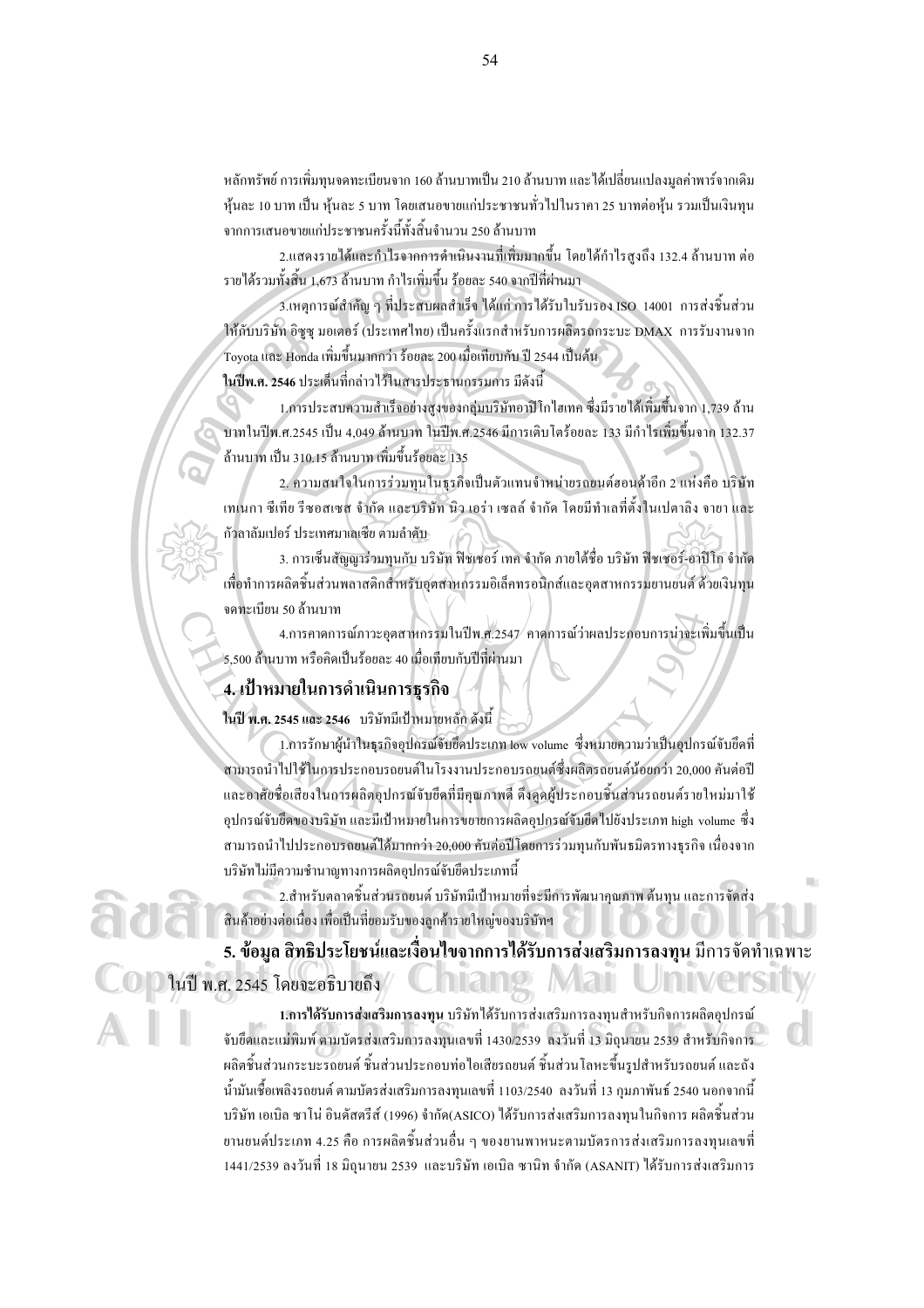หลักทรัพย์ การเพิ่มทุนจดทะเบียนจาก 160 ล้านบาทเป็น 210 ล้านบาท และได้เปลี่ยนแปลงมูลค่าพาร์จากเดิมหุ้นละ 10 บาท เป็น หุ้นละ 5 บาท โดยเสนอขายแก่ประชาชนทั่วไปในราคา 25 บาทต่อหุ้น รวมเป็นเงินทุนจากการเสนอขายแก่ประชาชนครั้งนี้ทั้งสิ้นจำนวน 250 ล้านบาท

2.แสดงรายได้และกำไรจากการดำเนินงานที่เพิ่มมากขึ้น โดยได้กำไรสูงถึง 132.4 ล้านบาท ต่อรายได้รวมทั้งสิ้น 1,673 ล้านบาท กำไรเพิ่มขึ้น ร้อยละ 540 จากปีที่ผ่านมา

3.เหตุการณ์สำคัญ ๆ ที่ประสบผลสำเร็จ ได้แก่ การได้รับใบรับรอง ISO 14001 การส่งชิ้นส่วนให้กับบริษัท อีซูซุ มอเตอร์ (ประเทศไทย) เป็นครั้งแรกสำหรับการผลิตรถกระบะ DMAX การรับงานจาก Toyota และ Honda เพิ่มขึ้นมากกว่า ร้อยละ 200 เมื่อเทียบกับ ปี 2544 เป็นต้น

**ในปีพ.ศ. 2546** ประเด็นที่กล่าวไว้ในสารประธานกรรมการ มีดังนี้

1.การประสบความสำเร็จอย่างสูงของกลุ่มบริษัทอาปิโกไฮเทค ซึ่งมีรายได้เพิ่มขึ้นจาก 1,739 ล้านบาทในปีพ.ศ.2545 เป็น 4,049 ล้านบาท ในปีพ.ศ.2546 มีการเติบโตร้อยละ 133 มีกำไรเพิ่มขึ้นจาก 132.37 ล้านบาท เป็น 310.15 ล้านบาท เพิ่มขึ้นร้อยละ 135

2. ความสนใจในการร่วมทุนในธุรกิจเป็นตัวแทนจำหน่ายรถยนต์ฮอนด้าอีก 2 แห่งคือ บริษัท เทเนกา ซีเทีย รีซอสเซส จำกัด และบริษัท นิว เอร่า เซลล์ จำกัด โดยมีทำเลที่ตั้งในเปตาลิง จายา และกัวลาลัมเปอร์ ประเทศมาเลเซีย ตามลำดับ

3. การเซ็นสัญญาร่วมทุนกับ บริษัท ฟิชเชอร์ เทค จำกัด ภายใต้ชื่อ บริษัท ฟิชเชอร์-อาปิโก จำกัด เพื่อทำการผลิตชิ้นส่วนพลาสติกสำหรับอุตสาหกรรมอิเล็คทรอนิกส์และอุตสาหกรรมยานยนต์ ด้วยเงินทุนจดทะเบียน 50 ล้านบาท

4.การคาดการณ์ภาวะอุตสาหกรรมในปีพ.ศ.2547 คาดการณ์ว่าผลประกอบการน่าจะเพิ่มขึ้นเป็น 5,500 ล้านบาท หรือคิดเป็นร้อยละ 40 เมื่อเทียบกับปีที่ผ่านมา

## 4. เป้าหมายในการดำเนินการธุรกิจ

**ในปี พ.ศ. 2545 และ 2546** บริษัทมีเป้าหมายหลัก ดังนี้

1.การรักษาผู้นำในธุรกิจอุปกรณ์จับยึดประเภท low volume ซึ่งหมายความว่าเป็นอุปกรณ์จับยึดที่สามารถนำไปใช้ในการประกอบรถยนต์ในโรงงานประกอบรถยนต์ซึ่งผลิตรถยนต์น้อยกว่า 20,000 คันต่อปี และอาศัยชื่อเสียงในการผลิตอุปกรณ์จับยึดที่มีคุณภาพดี ดึงดูดผู้ประกอบชิ้นส่วนรถยนต์รายใหม่มาใช้อุปกรณ์จับยึดของบริษัท และมีเป้าหมายในการขยายการผลิตอุปกรณ์จับยึดไปยังประเภท high volume ซึ่งสามารถนำไปประกอบรถยนต์ได้มากกว่า 20,000 คันต่อปีโดยการร่วมทุนกับพันธมิตรทางธุรกิจ เนื่องจากบริษัทไม่มีความชำนาญทางการผลิตอุปกรณ์จับยึดประเภทนี้

2.สำหรับตลาดชิ้นส่วนรถยนต์ บริษัทมีเป้าหมายที่จะมีการพัฒนาคุณภาพ ต้นทุน และการจัดส่งสินค้าอย่างต่อเนื่อง เพื่อเป็นที่ยอมรับของลูกค้ารายใหญ่ของบริษัทฯ

## 5. ข้อมูล สิทธิประโยชน์และเงื่อนไขจากการได้รับการส่งเสริมการลงทุน

มีการจัดทำเฉพาะในปี พ.ศ. 2545 โดยจะอธิบายถึง

**1.การได้รับการส่งเสริมการลงทุน** บริษัทได้รับการส่งเสริมการลงทุนสำหรับกิจการผลิตอุปกรณ์จับยึดและแม่พิมพ์ ตามบัตรส่งเสริมการลงทุนเลขที่ 1430/2539 ลงวันที่ 13 มิถุนายน 2539 สำหรับกิจการผลิตชิ้นส่วนกระบะรถยนต์ ชิ้นส่วนประกอบท่อไอเสียรถยนต์ ชิ้นส่วนโลหะขึ้นรูปสำหรับรถยนต์ และถังน้ำมันเชื้อเพลิงรถยนต์ ตามบัตรส่งเสริมการลงทุนเลขที่ 1103/2540 ลงวันที่ 13 กุมภาพันธ์ 2540 นอกจากนี้ บริษัท เอเบิล ซาโน่ อินดัสตรีส์ (1996) จำกัด(ASICO) ได้รับการส่งเสริมการลงทุนในกิจการ ผลิตชิ้นส่วนยานยนต์ประเภท 4.25 คือ การผลิตชิ้นส่วนอื่น ๆ ของยานพาหนะตามบัตรการส่งเสริมการลงทุนเลขที่ 1441/2539 ลงวันที่ 18 มิถุนายน 2539 และบริษัท เอเบิล ซานิท จำกัด (ASANIT) ได้รับการส่งเสริมการ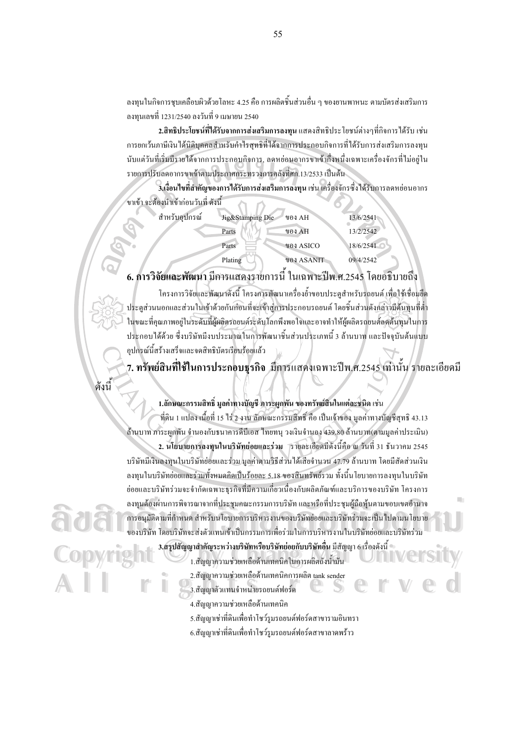ลงทุนในกิจการชุบเคลือบผิวด้วยโลหะ 4.25 คือ การผลิตชิ้นส่วนอื่น ๆ ของยานพาหนะ ตามบัตรส่งเสริมการลงทุนเลขที่ 1231/2540 ลงวันที่ 9 เมษายน 2540

**2.สิทธิประโยชน์ที่ได้รับจากการส่งเสริมการลงทุน** แสดงสิทธิประโยชน์ต่างๆที่กิจการได้รับ เช่น การยกเว้นภาษีเงินได้นิติบุคคลสำหรับกำไรสุทธิที่ได้จากการประกอบกิจการที่ได้รับการส่งเสริมการลงทุนนับแต่วันที่เริ่มมีรายได้จากการประกอบกิจการ, ลดหย่อนอากรขาเข้ากึ่งหนึ่งเฉพาะเครื่องจักรที่ไม่อยู่ในรายการปรับลดอากรขาเข้าตามประกาศกระทรวงการคลังที่สก.13/2533 เป็นต้น

**3.เงื่อนไขที่สำคัญของการได้รับการส่งเสริมการลงทุน** เช่น เครื่องจักรซึ่งได้รับการลดหย่อนอากรขาเข้า จะต้องนำเข้าก่อนวันที่ ดังนี้

| | | | |
|---|---|---|---|
| สำหรับอุปกรณ์ | Jig&Stamping Die | ของ AH | 13/6/2541 |
| | Parts | ของ AH | 13/2/2542 |
| | Parts | ของ ASICO | 18/6/2541 |
| | Plating | ของ ASANIT | 09/4/2542 |

## 6. การวิจัยและพัฒนา มีการแสดงรายการนี้ ในเฉพาะปีพ.ศ.2545 โดยอธิบายถึง

โครงการวิจัยและพัฒนาดังนี้ โครงการพัฒนาเครื่องย้ำขอบประตูสำหรับรถยนต์ เพื่อใช้เชื่อมยึดประตูส่วนนอกและส่วนในเข้าด้วยกันก่อนที่จะเข้าสู่การประกอบรถยนต์ โดยชิ้นส่วนดังกล่าวมีต้นทุนที่ต่ำในขณะที่คุณภาพอยู่ในระดับที่ผู้ผลิตรถยนต์ระดับโลกพึงพอใจและอาจทำให้ผู้ผลิตรถยนต์ลดต้นทุนในการประกอบได้ด้วย ซึ่งบริษัทมีงบประมาณในการพัฒนาชิ้นส่วนประเภทนี้ 3 ล้านบาท และปัจจุบันต้นแบบอุปกรณ์นี้สร้างเสร็จและจดสิทธิบัตรเรียบร้อยแล้ว

## 7. ทรัพย์สินที่ใช้ในการประกอบธุรกิจ มีการแสดงเฉพาะปีพ.ศ.2545 เท่านั้น รายละเอียดมีดังนี้

**1.ลักษณะกรรมสิทธิ์ มูลค่าทางบัญชี ภาระผูกพัน ของทรัพย์สินในแต่ละชนิด** เช่น

ที่ดิน 1 แปลง เนื้อที่ 15 ไร่ 2 งาน ลักษณะกรรมสิทธิ์ คือ เป็นเจ้าของ มูลค่าทางบัญชีสุทธิ 43.13 ล้านบาท ภาระผูกพัน จำนองกับธนาคารดีบีเอส ไทยทนุ วงเงินจำนอง 439.80 ล้านบาท(ตามมูลค่าประเมิน)

**2. นโยบายการลงทุนในบริษัทย่อยและร่วม** รายละเอียดมีดังนี้คือ ณ วันที่ 31 ธันวาคม 2545 บริษัทมีเงินลงทุนในบริษัทย่อยและร่วม มูลค่าตามวิธีส่วนได้เสียจำนวน 47.79 ล้านบาท โดยมีสัดส่วนเงินลงทุนในบริษัทย่อยและร่วมทั้งหมดคิดเป็นร้อยละ 5.18 ของสินทรัพย์รวม ทั้งนี้นโยบายการลงทุนในบริษัทย่อยและบริษัทร่วมจะจำกัดเฉพาะธุรกิจที่มีความเกี่ยวเนื่องกับผลิตภัณฑ์และบริการของบริษัท โครงการลงทุนต้องผ่านการพิจารณาจากที่ประชุมคณะกรรมการบริษัท และหรือที่ประชุมผู้ถือหุ้นตามขอบเขตอำนาจการอนุมัติตามที่กำหนด สำหรับนโยบายการบริหารงานของบริษัทย่อยและบริษัทร่วมจะเป็นไปตามนโยบายของบริษัท โดยบริษัทจะส่งตัวแทนเข้าเป็นกรรมการเพื่อร่วมในการบริหารงานในบริษัทย่อยและบริษัทร่วม

**3.สรุปสัญญาสำคัญระหว่างบริษัทหรือบริษัทย่อยกับบริษัทอื่น** มีสัญญา 6 เรื่องดังนี้

1.สัญญาความช่วยเหลือด้านเทคนิคในการผลิตถังน้ำมัน
2.สัญญาความช่วยเหลือด้านเทคนิคการผลิต tank sender
3.สัญญาตัวแทนจำหน่ายรถยนต์ฟอร์ด
4.สัญญาความช่วยเหลือด้านเทคนิค
5.สัญญาเช่าที่ดินเพื่อทำโชว์รูมรถยนต์ฟอร์ดสาขารามอินทรา
6.สัญญาเช่าที่ดินเพื่อทำโชว์รูมรถยนต์ฟอร์ดสาขาลาดพร้าว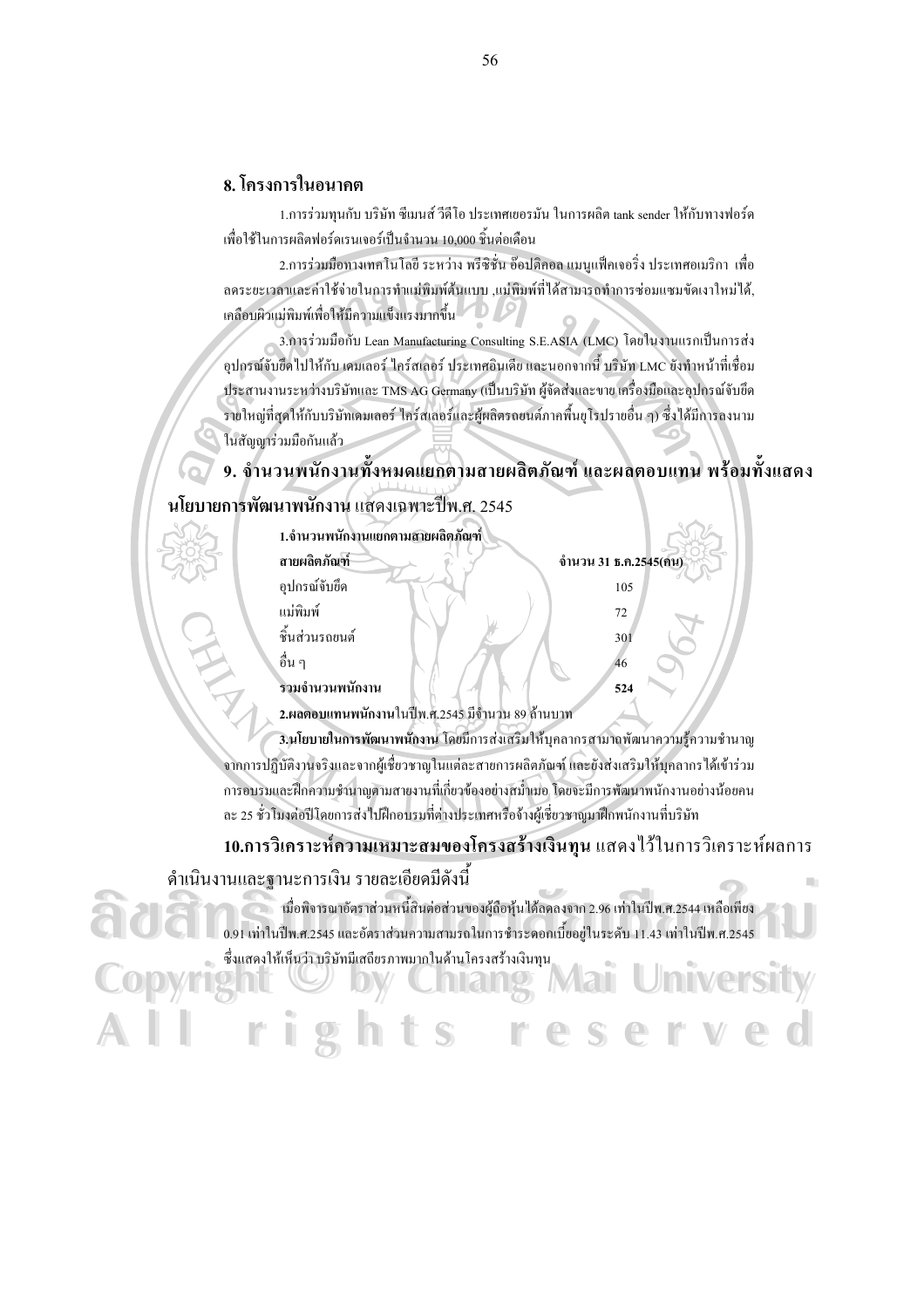## 8. โครงการในอนาคต

1.การร่วมทุนกับ บริษัท ซีเมนส์ วีดีโอ ประเทศเยอรมัน ในการผลิต tank sender ให้กับทางฟอร์ด เพื่อใช้ในการผลิตฟอร์ดเรนเจอร์เป็นจำนวน 10,000 ชิ้นต่อเดือน

2.การร่วมมือทางเทคโนโลยี ระหว่าง พรีซิชั่น อ็อปติคอล แมนูแฟ็คเจอริ่ง ประเทศอเมริกา เพื่อลดระยะเวลาและค่าใช้จ่ายในการทำแม่พิมพ์ต้นแบบ ,แม่พิมพ์ที่ได้สามารถทำการซ่อมแซมขัดเงาใหม่ได้, เคลือบผิวแม่พิมพ์เพื่อให้มีความแข็งแรงมากขึ้น

3.การร่วมมือกับ Lean Manufacturing Consulting S.E.ASIA (LMC) โดยในงานแรกเป็นการส่งอุปกรณ์จับยึดไปให้กับ เดมเลอร์ ไครส์เลอร์ ประเทศอินเดีย และนอกจากนี้ บริษัท LMC ยังทำหน้าที่เชื่อมประสานงานระหว่างบริษัทและ TMS AG Germany (เป็นบริษัท ผู้จัดส่งและขาย เครื่องมือและอุปกรณ์จับยึดรายใหญ่ที่สุดให้กับบริษัทเดมเลอร์ ไครส์เลอร์และผู้ผลิตรถยนต์ภาคพื้นยุโรปรายอื่น ๆ) ซึ่งได้มีการลงนามในสัญญาร่วมมือกันแล้ว

## 9. จำนวนพนักงานทั้งหมดแยกตามสายผลิตภัณฑ์ และผลตอบแทน พร้อมทั้งแสดงนโยบายการพัฒนาพนักงาน แสดงเฉพาะปีพ.ศ. 2545

**1.จำนวนพนักงานแยกตามสายผลิตภัณฑ์**

| **สายผลิตภัณฑ์** | **จำนวน 31 ธ.ค.2545(คน)** |
|---|---|
| อุปกรณ์จับยึด | 105 |
| แม่พิมพ์ | 72 |
| ชิ้นส่วนรถยนต์ | 301 |
| อื่น ๆ | 46 |
| **รวมจำนวนพนักงาน** | **524** |

**2.ผลตอบแทนพนักงาน**ในปีพ.ศ.2545 มีจำนวน 89 ล้านบาท

**3.นโยบายในการพัฒนาพนักงาน** โดยมีการส่งเสริมให้บุคลากรสามารถพัฒนาความรู้ความชำนาญจากการปฏิบัติงานจริงและจากผู้เชี่ยวชาญในแต่ละสายการผลิตภัณฑ์ และยังส่งเสริมให้บุคลากรได้เข้าร่วมการอบรมและฝึกความชำนาญตามสายงานที่เกี่ยวข้องอย่างสม่ำเมอ โดยจะมีการพัฒนาพนักงานอย่างน้อยคนละ 25 ชั่วโมงต่อปีโดยการส่งไปฝึกอบรมที่ต่างประเทศหรือจ้างผู้เชี่ยวชาญมาฝึกพนักงานที่บริษัท

## 10.การวิเคราะห์ความเหมาะสมของโครงสร้างเงินทุน แสดงไว้ในการวิเคราะห์ผลการดำเนินงานและฐานะการเงิน รายละเอียดมีดังนี้

เมื่อพิจารณาอัตราส่วนหนี้สินต่อส่วนของผู้ถือหุ้นได้ลดลงจาก 2.96 เท่าในปีพ.ศ.2544 เหลือเพียง 0.91 เท่าในปีพ.ศ.2545 และอัตราส่วนความสามารถในการชำระดอกเบี้ยอยู่ในระดับ 11.43 เท่าในปีพ.ศ.2545 ซึ่งแสดงให้เห็นว่า บริษัทมีเสถียรภาพมากในด้านโครงสร้างเงินทุน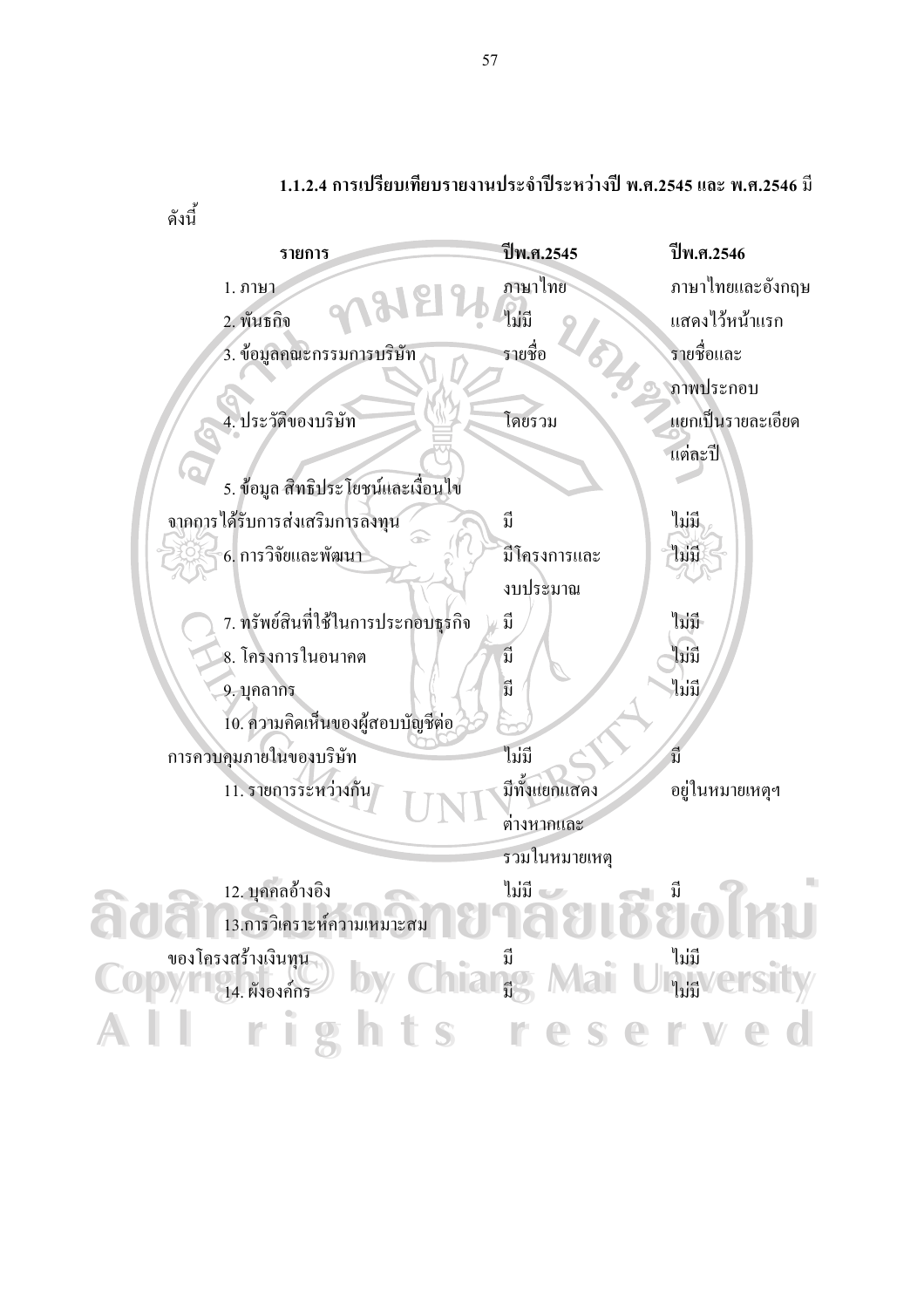**1.1.2.4 การเปรียบเทียบรายงานประจำปีระหว่างปี พ.ศ.2545 และ พ.ศ.2546** มีดังนี้

| รายการ | ปีพ.ศ.2545 | ปีพ.ศ.2546 |
|---|---|---|
| 1. ภาษา | ภาษาไทย | ภาษาไทยและอังกฤษ |
| 2. พันธกิจ | ไม่มี | แสดงไว้หน้าแรก |
| 3. ข้อมูลคณะกรรมการบริษัท | รายชื่อ | รายชื่อและภาพประกอบ |
| 4. ประวัติของบริษัท | โดยรวม | แยกเป็นรายละเอียดแต่ละปี |
| 5. ข้อมูล สิทธิประโยชน์และเงื่อนไขจากการได้รับการส่งเสริมการลงทุน | มี | ไม่มี |
| 6. การวิจัยและพัฒนา | มีโครงการและงบประมาณ | ไม่มี |
| 7. ทรัพย์สินที่ใช้ในการประกอบธุรกิจ | มี | ไม่มี |
| 8. โครงการในอนาคต | มี | ไม่มี |
| 9. บุคลากร | มี | ไม่มี |
| 10. ความคิดเห็นของผู้สอบบัญชีต่อการควบคุมภายในของบริษัท | ไม่มี | มี |
| 11. รายการระหว่างกัน | มีทั้งแยกแสดงต่างหากและรวมในหมายเหตุ | อยู่ในหมายเหตุฯ |
| 12. บุคคลอ้างอิง | ไม่มี | มี |
| 13.การวิเคราะห์ความเหมาะสมของโครงสร้างเงินทุน | มี | ไม่มี |
| 14. ผังองค์กร | มี | ไม่มี |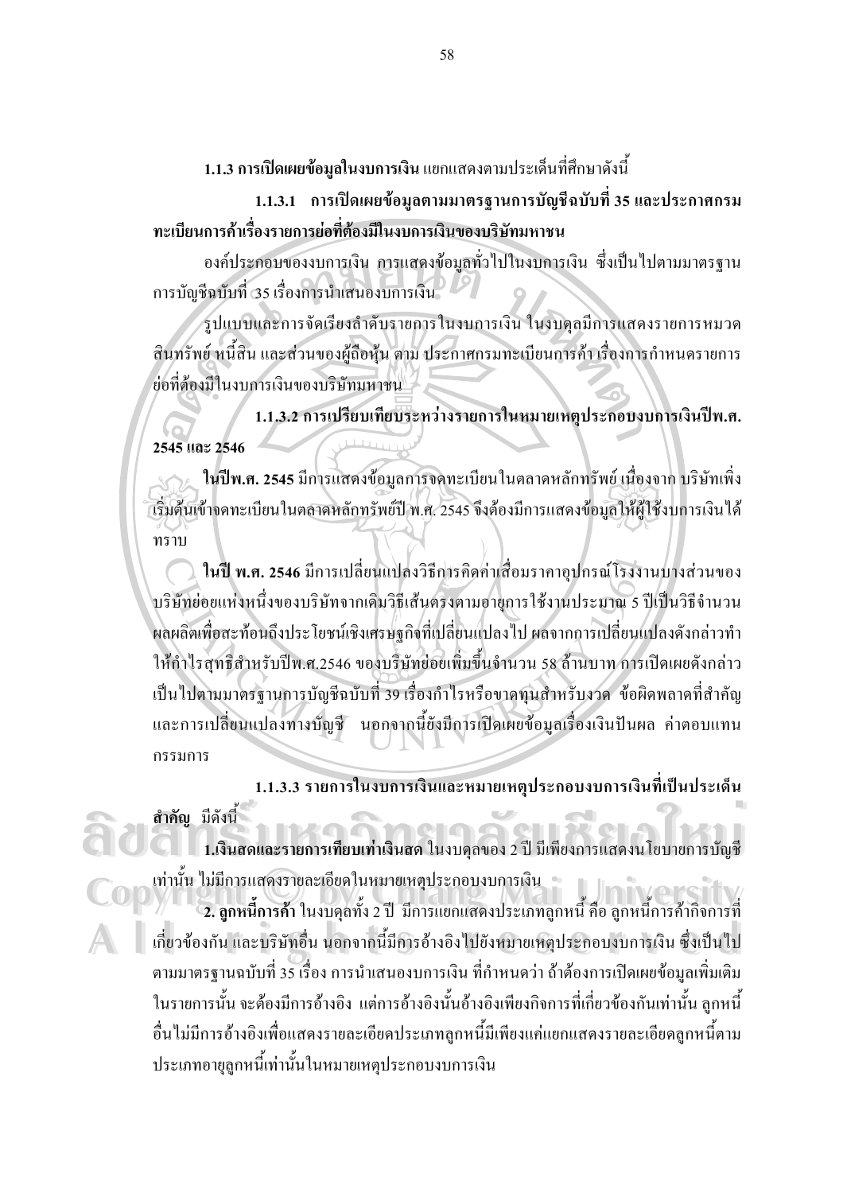**1.1.3 การเปิดเผยข้อมูลในงบการเงิน** แยกแสดงตามประเด็นที่ศึกษาดังนี้

**1.1.3.1 การเปิดเผยข้อมูลตามมาตรฐานการบัญชีฉบับที่ 35 และประกาศกรมทะเบียนการค้าเรื่องรายการย่อที่ต้องมีในงบการเงินของบริษัทมหาชน**

องค์ประกอบของงบการเงิน การแสดงข้อมูลทั่วไปในงบการเงิน ซึ่งเป็นไปตามมาตรฐานการบัญชีฉบับที่ 35 เรื่องการนำเสนองบการเงิน

รูปแบบและการจัดเรียงลำดับรายการในงบการเงิน ในงบดุลมีการแสดงรายการหมวดสินทรัพย์ หนี้สิน และส่วนของผู้ถือหุ้น ตาม ประกาศกรมทะเบียนการค้า เรื่องการกำหนดรายการย่อที่ต้องมีในงบการเงินของบริษัทมหาชน

**1.1.3.2 การเปรียบเทียบระหว่างรายการในหมายเหตุประกอบงบการเงินปีพ.ศ. 2545 และ 2546**

**ในปีพ.ศ. 2545** มีการแสดงข้อมูลการจดทะเบียนในตลาดหลักทรัพย์ เนื่องจาก บริษัทเพิ่งเริ่มต้นเข้าจดทะเบียนในตลาดหลักทรัพย์ปี พ.ศ. 2545 จึงต้องมีการแสดงข้อมูลให้ผู้ใช้งบการเงินได้ทราบ

**ในปี พ.ศ. 2546** มีการเปลี่ยนแปลงวิธีการคิดค่าเสื่อมราคาอุปกรณ์โรงงานบางส่วนของบริษัทย่อยแห่งหนึ่งของบริษัทจากเดิมวิธีเส้นตรงตามอายุการใช้งานประมาณ 5 ปีเป็นวิธีจำนวนผลผลิตเพื่อสะท้อนถึงประโยชน์เชิงเศรษฐกิจที่เปลี่ยนแปลงไป ผลจากการเปลี่ยนแปลงดังกล่าวทำให้กำไรสุทธิสำหรับปีพ.ศ.2546 ของบริษัทย่อยเพิ่มขึ้นจำนวน 58 ล้านบาท การเปิดเผยดังกล่าวเป็นไปตามมาตรฐานการบัญชีฉบับที่ 39 เรื่องกำไรหรือขาดทุนสำหรับงวด ข้อผิดพลาดที่สำคัญและการเปลี่ยนแปลงทางบัญชี นอกจากนี้ยังมีการเปิดเผยข้อมูลเรื่องเงินปันผล ค่าตอบแทนกรรมการ

**1.1.3.3 รายการในงบการเงินและหมายเหตุประกอบงบการเงินที่เป็นประเด็นสำคัญ** มีดังนี้

**1.เงินสดและรายการเทียบเท่าเงินสด** ในงบดุลของ 2 ปี มีเพียงการแสดงนโยบายการบัญชีเท่านั้น ไม่มีการแสดงรายละเอียดในหมายเหตุประกอบงบการเงิน

**2. ลูกหนี้การค้า** ในงบดุลทั้ง 2 ปี มีการแยกแสดงประเภทลูกหนี้ คือ ลูกหนี้การค้ากิจการที่เกี่ยวข้องกัน และบริษัทอื่น นอกจากนี้มีการอ้างอิงไปยังหมายเหตุประกอบงบการเงิน ซึ่งเป็นไปตามมาตรฐานฉบับที่ 35 เรื่อง การนำเสนองบการเงิน ที่กำหนดว่า ถ้าต้องการเปิดเผยข้อมูลเพิ่มเติมในรายการนั้น จะต้องมีการอ้างอิง แต่การอ้างอิงนั้นอ้างอิงเพียงกิจการที่เกี่ยวข้องกันเท่านั้น ลูกหนี้อื่นไม่มีการอ้างอิงเพื่อแสดงรายละเอียดประเภทลูกหนี้มีเพียงแค่แยกแสดงรายละเอียดลูกหนี้ตามประเภทอายุลูกหนี้เท่านั้นในหมายเหตุประกอบงบการเงิน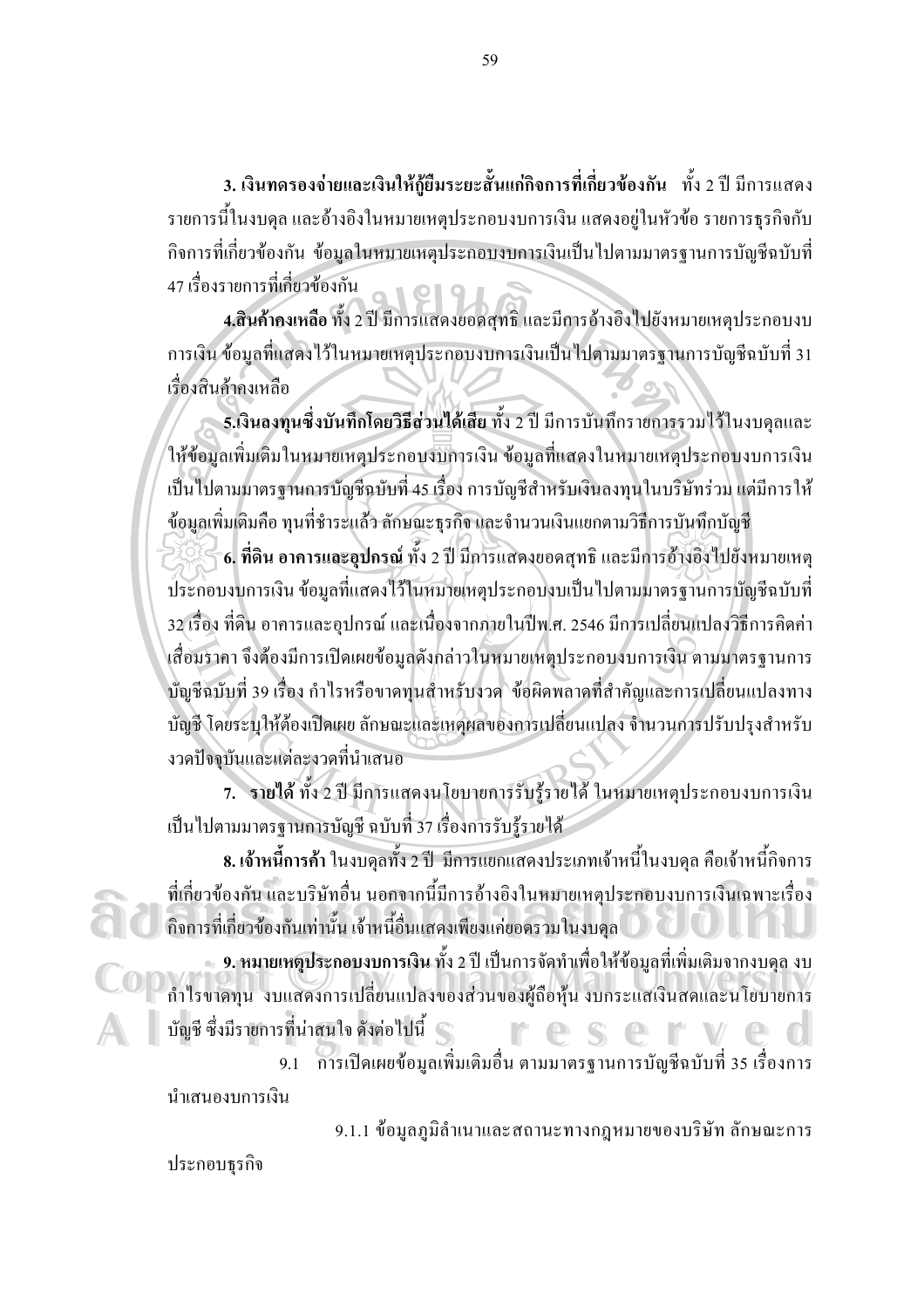**3. เงินทดรองจ่ายและเงินให้กู้ยืมระยะสั้นแก่กิจการที่เกี่ยวข้องกัน** ทั้ง 2 ปี มีการแสดงรายการนี้ในงบดุล และอ้างอิงในหมายเหตุประกอบงบการเงิน แสดงอยู่ในหัวข้อ รายการธุรกิจกับกิจการที่เกี่ยวข้องกัน ข้อมูลในหมายเหตุประกอบงบการเงินเป็นไปตามมาตรฐานการบัญชีฉบับที่ 47 เรื่องรายการที่เกี่ยวข้องกัน

**4.สินค้าคงเหลือ** ทั้ง 2 ปี มีการแสดงยอดสุทธิ และมีการอ้างอิงไปยังหมายเหตุประกอบงบการเงิน ข้อมูลที่แสดงไว้ในหมายเหตุประกอบงบการเงินเป็นไปตามมาตรฐานการบัญชีฉบับที่ 31 เรื่องสินค้าคงเหลือ

**5.เงินลงทุนซึ่งบันทึกโดยวิธีส่วนได้เสีย** ทั้ง 2 ปี มีการบันทึกรายการรวมไว้ในงบดุลและให้ข้อมูลเพิ่มเติมในหมายเหตุประกอบงบการเงิน ข้อมูลที่แสดงในหมายเหตุประกอบงบการเงินเป็นไปตามมาตรฐานการบัญชีฉบับที่ 45 เรื่อง การบัญชีสำหรับเงินลงทุนในบริษัทร่วม แต่มีการให้ข้อมูลเพิ่มเติมคือ ทุนที่ชำระแล้ว ลักษณะธุรกิจ และจำนวนเงินแยกตามวิธีการบันทึกบัญชี

**6. ที่ดิน อาคารและอุปกรณ์** ทั้ง 2 ปี มีการแสดงยอดสุทธิ และมีการอ้างอิงไปยังหมายเหตุประกอบงบการเงิน ข้อมูลที่แสดงไว้ในหมายเหตุประกอบงบเป็นไปตามมาตรฐานการบัญชีฉบับที่ 32 เรื่อง ที่ดิน อาคารและอุปกรณ์ และเนื่องจากภายในปีพ.ศ. 2546 มีการเปลี่ยนแปลงวิธีการคิดค่าเสื่อมราคา จึงต้องมีการเปิดเผยข้อมูลดังกล่าวในหมายเหตุประกอบงบการเงิน ตามมาตรฐานการบัญชีฉบับที่ 39 เรื่อง กำไรหรือขาดทุนสำหรับงวด ข้อผิดพลาดที่สำคัญและการเปลี่ยนแปลงทางบัญชี โดยระบุให้ต้องเปิดเผย ลักษณะและเหตุผลของการเปลี่ยนแปลง จำนวนการปรับปรุงสำหรับงวดปัจจุบันและแต่ละงวดที่นำเสนอ

**7. รายได้** ทั้ง 2 ปี มีการแสดงนโยบายการรับรู้รายได้ ในหมายเหตุประกอบงบการเงินเป็นไปตามมาตรฐานการบัญชี ฉบับที่ 37 เรื่องการรับรู้รายได้

**8. เจ้าหนี้การค้า** ในงบดุลทั้ง 2 ปี มีการแยกแสดงประเภทเจ้าหนี้ในงบดุล คือเจ้าหนี้กิจการที่เกี่ยวข้องกัน และบริษัทอื่น นอกจากนี้มีการอ้างอิงในหมายเหตุประกอบงบการเงินเฉพาะเรื่องกิจการที่เกี่ยวข้องกันเท่านั้น เจ้าหนี้อื่นแสดงเพียงแค่ยอดรวมในงบดุล

**9. หมายเหตุประกอบงบการเงิน** ทั้ง 2 ปี เป็นการจัดทำเพื่อให้ข้อมูลที่เพิ่มเติมจากงบดุล งบกำไรขาดทุน งบแสดงการเปลี่ยนแปลงของส่วนของผู้ถือหุ้น งบกระแสเงินสดและนโยบายการบัญชี ซึ่งมีรายการที่น่าสนใจ ดังต่อไปนี้

9.1 การเปิดเผยข้อมูลเพิ่มเติมอื่น ตามมาตรฐานการบัญชีฉบับที่ 35 เรื่องการนำเสนองบการเงิน

9.1.1 ข้อมูลภูมิลำเนาและสถานะทางกฎหมายของบริษัท ลักษณะการประกอบธุรกิจ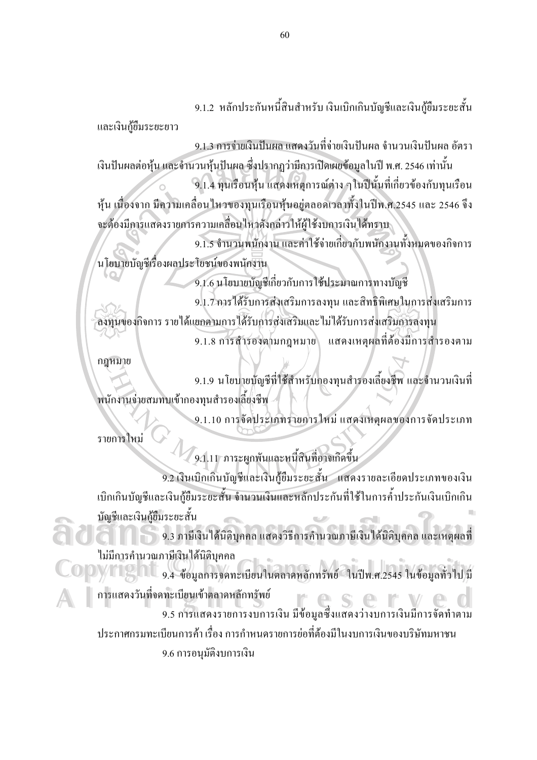9.1.2 หลักประกันหนี้สินสำหรับ เงินเบิกเกินบัญชีและเงินกู้ยืมระยะสั้นและเงินกู้ยืมระยะยาว

9.1.3 การจ่ายเงินปันผล แสดงวันที่จ่ายเงินปันผล จำนวนเงินปันผล อัตราเงินปันผลต่อหุ้น และจำนวนหุ้นปันผล ซึ่งปรากฏว่ามีการเปิดเผยข้อมูลในปี พ.ศ. 2546 เท่านั้น

9.1.4 ทุนเรือนหุ้น แสดงเหตุการณ์ต่าง ๆ ในปีนั้นที่เกี่ยวข้องกับทุนเรือนหุ้น เนื่องจาก มีความเคลื่อนไหวของทุนเรือนหุ้นอยู่ตลอดเวลาทั้งในปีพ.ศ.2545 และ 2546 จึงจะต้องมีการแสดงรายการความเคลื่อนไหวดังกล่าวให้ผู้ใช้งบการเงินได้ทราบ

9.1.5 จำนวนพนักงาน และค่าใช้จ่ายเกี่ยวกับพนักงานทั้งหมดของกิจการนโยบายบัญชีเรื่องผลประโยชน์ของพนักงาน

9.1.6 นโยบายบัญชีเกี่ยวกับการใช้ประมาณการทางบัญชี

9.1.7 การได้รับการส่งเสริมการลงทุน และสิทธิพิเศษในการส่งเสริมการลงทุนของกิจการ รายได้แยกตามการได้รับการส่งเสริมและไม่ได้รับการส่งเสริมการลงทุน

9.1.8 การสำรองตามกฎหมาย แสดงเหตุผลที่ต้องมีการสำรองตามกฎหมาย

9.1.9 นโยบายบัญชีที่ใช้สำหรับกองทุนสำรองเลี้ยงชีพ และจำนวนเงินที่พนักงานจ่ายสมทบเข้ากองทุนสำรองเลี้ยงชีพ

9.1.10 การจัดประเภทรายการใหม่ แสดงเหตุผลของการจัดประเภทรายการใหม่

9.1.11 ภาระผูกพันและหนี้สินที่อาจเกิดขึ้น

9.2 เงินเบิกเกินบัญชีและเงินกู้ยืมระยะสั้น แสดงรายละเอียดประเภทของเงินเบิกเกินบัญชีและเงินกู้ยืมระยะสั้น จำนวนเงินและหลักประกันที่ใช้ในการค้ำประกันเงินเบิกเกินบัญชีและเงินกู้ยืมระยะสั้น

9.3 ภาษีเงินได้นิติบุคคล แสดงวิธีการคำนวณภาษีเงินได้นิติบุคคล และเหตุผลที่ไม่มีการคำนวณภาษีเงินได้นิติบุคคล

9.4 ข้อมูลการจดทะเบียนในตลาดหลักทรัพย์ ในปีพ.ศ.2545 ในข้อมูลทั่วไป มีการแสดงวันที่จดทะเบียนเข้าตลาดหลักทรัพย์

9.5 การแสดงรายการงบการเงิน มีข้อมูลซึ่งแสดงว่างบการเงินมีการจัดทำตามประกาศกรมทะเบียนการค้า เรื่อง การกำหนดรายการย่อที่ต้องมีในงบการเงินของบริษัทมหาชน

9.6 การอนุมัติงบการเงิน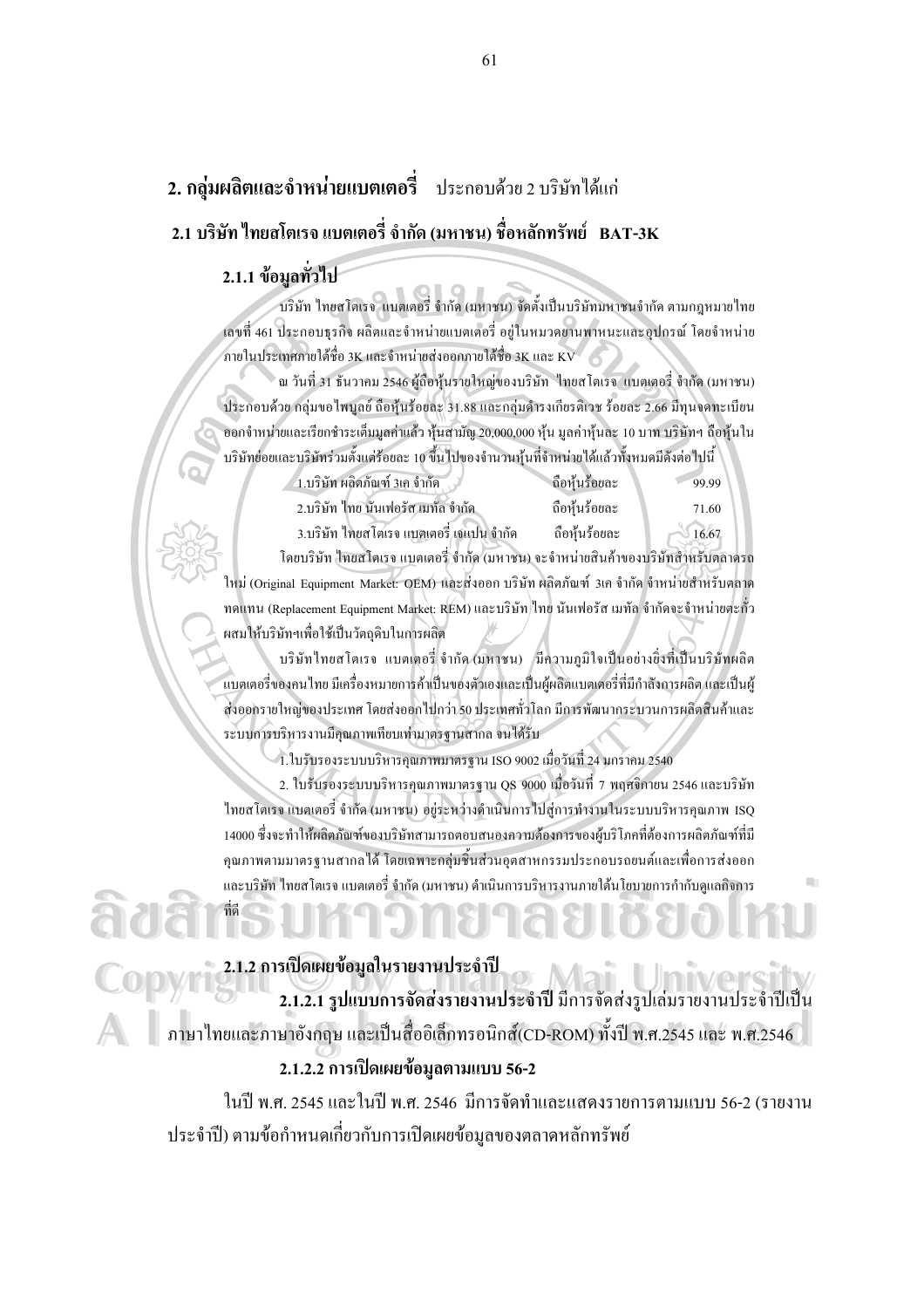## 2. กลุ่มผลิตและจำหน่ายแบตเตอรี่ ประกอบด้วย 2 บริษัทได้แก่

### 2.1 บริษัท ไทยสโตเรจ แบตเตอรี่ จำกัด (มหาชน) ชื่อหลักทรัพย์ BAT-3K

#### 2.1.1 ข้อมูลทั่วไป

บริษัท ไทยสโตเรจ แบตเตอรี่ จำกัด (มหาชน) จัดตั้งเป็นบริษัทมหาชนจำกัด ตามกฎหมายไทยเลขที่ 461 ประกอบธุรกิจ ผลิตและจำหน่ายแบตเตอรี่ อยู่ในหมวดยานพาหนะและอุปกรณ์ โดยจำหน่ายภายในประเทศภายใต้ชื่อ 3K และจำหน่ายส่งออกภายใต้ชื่อ 3K และ KV

ณ วันที่ 31 ธันวาคม 2546 ผู้ถือหุ้นรายใหญ่ของบริษัท ไทยสโตเรจ แบตเตอรี่ จำกัด (มหาชน) ประกอบด้วย กลุ่มขอไพบูลย์ ถือหุ้นร้อยละ 31.88 และกลุ่มดำรงเกียรติเวช ร้อยละ 2.66 มีทุนจดทะเบียนออกจำหน่ายและเรียกชำระเต็มมูลค่าแล้ว หุ้นสามัญ 20,000,000 หุ้น มูลค่าหุ้นละ 10 บาท บริษัทฯ ถือหุ้นในบริษัทย่อยและบริษัทร่วมตั้งแต่ร้อยละ 10 ขึ้นไปของจำนวนหุ้นที่จำหน่ายได้แล้วทั้งหมดมีดังต่อไปนี้

| | | |
|---|---|---|
| 1.บริษัท ผลิตภัณฑ์ 3เค จำกัด | ถือหุ้นร้อยละ | 99.99 |
| 2.บริษัท ไทย นันเฟอรัส เมทัล จำกัด | ถือหุ้นร้อยละ | 71.60 |
| 3.บริษัท ไทยสโตเรจ แบตเตอรี่ เจแปน จำกัด | ถือหุ้นร้อยละ | 16.67 |

โดยบริษัท ไทยสโตเรจ แบตเตอรี่ จำกัด (มหาชน) จะจำหน่ายสินค้าของบริษัทสำหรับตลาดรถใหม่ (Original Equipment Market: OEM) และส่งออก บริษัท ผลิตภัณฑ์ 3เค จำกัด จำหน่ายสำหรับตลาดทดแทน (Replacement Equipment Market: REM) และบริษัท ไทย นันเฟอรัส เมทัล จำกัดจะจำหน่ายตะกั่วผสมให้บริษัทฯเพื่อใช้เป็นวัตถุดิบในการผลิต

บริษัทไทยสโตเรจ แบตเตอรี่ จำกัด (มหาชน) มีความภูมิใจเป็นอย่างยิ่งที่เป็นบริษัทผลิตแบตเตอรี่ของคนไทย มีเครื่องหมายการค้าเป็นของตัวเองและเป็นผู้ผลิตแบตเตอรี่ที่มีกำลังการผลิต และเป็นผู้ส่งออกรายใหญ่ของประเทศ โดยส่งออกไปกว่า 50 ประเทศทั่วโลก มีการพัฒนากระบวนการผลิตสินค้าและระบบการบริหารงานมีคุณภาพเทียบเท่ามาตรฐานสากล จนได้รับ

1.ใบรับรองระบบบริหารคุณภาพมาตรฐาน ISO 9002 เมื่อวันที่ 24 มกราคม 2540

2. ใบรับรองระบบบริหารคุณภาพมาตรฐาน QS 9000 เมื่อวันที่ 7 พฤศจิกายน 2546 และบริษัท ไทยสโตเรจ แบตเตอรี่ จำกัด (มหาชน) อยู่ระหว่างดำเนินการไปสู่การทำงานในระบบบริหารคุณภาพ ISO 14000 ซึ่งจะทำให้ผลิตภัณฑ์ของบริษัทสามารถตอบสนองความต้องการของผู้บริโภคที่ต้องการผลิตภัณฑ์ที่มีคุณภาพตามมาตรฐานสากลได้ โดยเฉพาะกลุ่มชิ้นส่วนอุตสาหกรรมประกอบรถยนต์และเพื่อการส่งออก และบริษัท ไทยสโตเรจ แบตเตอรี่ จำกัด (มหาชน) ดำเนินการบริหารงานภายใต้นโยบายการกำกับดูแลกิจการที่ดี

#### 2.1.2 การเปิดเผยข้อมูลในรายงานประจำปี

**2.1.2.1 รูปแบบการจัดส่งรายงานประจำปี** มีการจัดส่งรูปเล่มรายงานประจำปีเป็นภาษาไทยและภาษาอังกฤษ และเป็นสื่ออิเล็กทรอนิกส์(CD-ROM) ทั้งปี พ.ศ.2545 และ พ.ศ.2546

**2.1.2.2 การเปิดเผยข้อมูลตามแบบ 56-2**

ในปี พ.ศ. 2545 และในปี พ.ศ. 2546 มีการจัดทำและแสดงรายการตามแบบ 56-2 (รายงานประจำปี) ตามข้อกำหนดเกี่ยวกับการเปิดเผยข้อมูลของตลาดหลักทรัพย์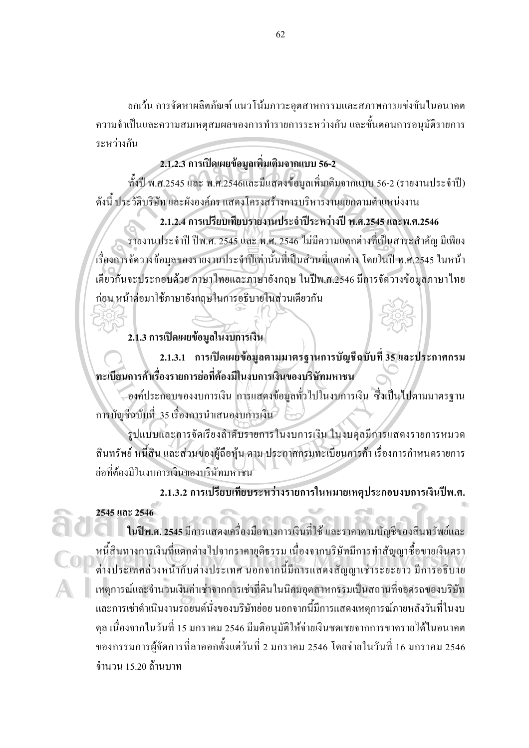ยกเว้น การจัดหาผลิตภัณฑ์ แนวโน้มภาวะอุตสาหกรรมและสภาพการแข่งขันในอนาคต ความจำเป็นและความสมเหตุสมผลของการทำรายการระหว่างกัน และขั้นตอนการอนุมัติรายการระหว่างกัน

**2.1.2.3 การเปิดเผยข้อมูลเพิ่มเติมจากแบบ 56-2**

ทั้งปี พ.ศ.2545 และ พ.ศ.2546และมีแสดงข้อมูลเพิ่มเติมจากแบบ 56-2 (รายงานประจำปี) ดังนี้ ประวัติบริษัท และผังองค์กร แสดงโครงสร้างการบริหารงานแยกตามตำแหน่งงาน

**2.1.2.4 การเปรียบเทียบรายงานประจำปีระหว่างปี พ.ศ.2545 และพ.ศ.2546**

รายงานประจำปี ปีพ.ศ. 2545 และ พ.ศ. 2546 ไม่มีความแตกต่างที่เป็นสาระสำคัญ มีเพียงเรื่องการจัดวางข้อมูลของรายงานประจำปีเท่านั้นที่เป็นส่วนที่แตกต่าง โดยในปี พ.ศ.2545 ในหน้าเดียวกันจะประกอบด้วย ภาษาไทยและภาษาอังกฤษ ในปีพ.ศ.2546 มีการจัดวางข้อมูลภาษาไทยก่อน หน้าต่อมาใช้ภาษาอังกฤษในการอธิบายในส่วนเดียวกัน

**2.1.3 การเปิดเผยข้อมูลในงบการเงิน**

**2.1.3.1 การเปิดเผยข้อมูลตามมาตรฐานการบัญชีฉบับที่ 35 และประกาศกรมทะเบียนการค้าเรื่องรายการย่อที่ต้องมีในงบการเงินของบริษัทมหาชน**

องค์ประกอบของงบการเงิน การแสดงข้อมูลทั่วไปในงบการเงิน ซึ่งเป็นไปตามมาตรฐานการบัญชีฉบับที่ 35 เรื่องการนำเสนองบการเงิน

รูปแบบและการจัดเรียงลำดับรายการในงบการเงิน ในงบดุลมีการแสดงรายการหมวดสินทรัพย์ หนี้สิน และส่วนของผู้ถือหุ้น ตาม ประกาศกรมทะเบียนการค้า เรื่องการกำหนดรายการย่อที่ต้องมีในงบการเงินของบริษัทมหาชน

**2.1.3.2 การเปรียบเทียบระหว่างรายการในหมายเหตุประกอบงบการเงินปีพ.ศ. 2545 และ 2546**

**ในปีพ.ศ. 2545** มีการแสดงเครื่องมือทางการเงินที่ใช้ และราคาตามบัญชีของสินทรัพย์และหนี้สินทางการเงินที่แตกต่างไปจากราคายุติธรรม เนื่องจากบริษัทมีการทำสัญญาซื้อขายเงินตราต่างประเทศล่วงหน้ากับต่างประเทศ นอกจากนี้มีการแสดงสัญญาเช่าระยะยาว มีการอธิบายเหตุการณ์และจำนวนเงินค่าเช่าจากการเช่าที่ดินในนิคมอุตสาหกรรมเป็นสถานที่จอดรถของบริษัท และการเช่าดำเนินงานรถยนต์นั่งของบริษัทย่อย นอกจากนี้มีการแสดงเหตุการณ์ภายหลังวันที่ในงบดุล เนื่องจากในวันที่ 15 มกราคม 2546 มีมติอนุมัติให้จ่ายเงินชดเชยจากการขาดรายได้ในอนาคตของกรรมการผู้จัดการที่ลาออกตั้งแต่วันที่ 2 มกราคม 2546 โดยจ่ายในวันที่ 16 มกราคม 2546 จำนวน 15.20 ล้านบาท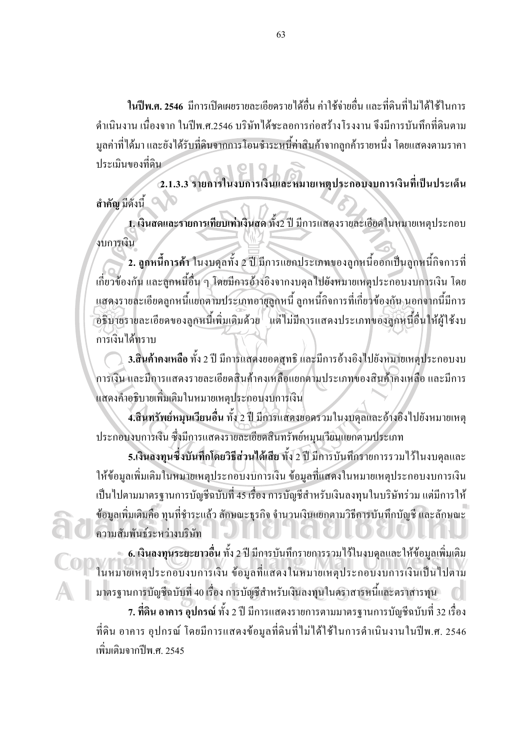**ในปีพ.ศ. 2546** มีการเปิดเผยรายละเอียดรายได้อื่น ค่าใช้จ่ายอื่น และที่ดินที่ไม่ได้ใช้ในการดำเนินงาน เนื่องจาก ในปีพ.ศ.2546 บริษัทได้ชะลอการก่อสร้างโรงงาน จึงมีการบันทึกที่ดินตามมูลค่าที่ได้มา และยังได้รับที่ดินจากการโอนชำระหนี้ค่าสินค้าจากลูกค้ารายหนึ่ง โดยแสดงตามราคาประเมินของที่ดิน

**2.1.3.3 รายการในงบการเงินและหมายเหตุประกอบงบการเงินที่เป็นประเด็นสำคัญ** มีดังนี้

**1. เงินสดและรายการเทียบเท่าเงินสด** ทั้ง2 ปี มีการแสดงรายละเอียดในหมายเหตุประกอบงบการเงิน

**2. ลูกหนี้การค้า** ในงบดุลทั้ง 2 ปี มีการแยกประเภทของลูกหนี้ออกเป็นลูกหนี้กิจการที่เกี่ยวข้องกัน และลูกหนี้อื่น ๆ โดยมีการอ้างอิงจากงบดุลไปยังหมายเหตุประกอบงบการเงิน โดยแสดงรายละเอียดลูกหนี้แยกตามประเภทอายุลูกหนี้ ลูกหนี้กิจการที่เกี่ยวข้องกัน นอกจากนี้มีการอธิบายรายละเอียดของลูกหนี้เพิ่มเติมด้วย แต่ไม่มีการแสดงประเภทของลูกหนี้อื่นให้ผู้ใช้งบการเงินได้ทราบ

**3.สินค้าคงเหลือ** ทั้ง 2 ปี มีการแสดงยอดสุทธิ และมีการอ้างอิงไปยังหมายเหตุประกอบงบการเงิน และมีการแสดงรายละเอียดสินค้าคงเหลือแยกตามประเภทของสินค้าคงเหลือ และมีการแสดงคำอธิบายเพิ่มเติมในหมายเหตุประกอบงบการเงิน

**4.สินทรัพย์หมุนเวียนอื่น** ทั้ง 2 ปี มีการแสดงยอดรวมในงบดุลและอ้างอิงไปยังหมายเหตุประกอบงบการเงิน ซึ่งมีการแสดงรายละเอียดสินทรัพย์หมุนเวียนแยกตามประเภท

**5.เงินลงทุนซึ่งบันทึกโดยวิธีส่วนได้เสีย** ทั้ง 2 ปี มีการบันทึกรายการรวมไว้ในงบดุลและให้ข้อมูลเพิ่มเติมในหมายเหตุประกอบงบการเงิน ข้อมูลที่แสดงในหมายเหตุประกอบงบการเงินเป็นไปตามมาตรฐานการบัญชีฉบับที่ 45 เรื่อง การบัญชีสำหรับเงินลงทุนในบริษัทร่วม แต่มีการให้ข้อมูลเพิ่มเติมคือ ทุนที่ชำระแล้ว ลักษณะธุรกิจ จำนวนเงินแยกตามวิธีการบันทึกบัญชี และลักษณะความสัมพันธ์ระหว่างบริษัท

**6. เงินลงทุนระยะยาวอื่น** ทั้ง 2 ปี มีการบันทึกรายการรวมไว้ในงบดุลและให้ข้อมูลเพิ่มเติมในหมายเหตุประกอบงบการเงิน ข้อมูลที่แสดงในหมายเหตุประกอบงบการเงินเป็นไปตามมาตรฐานการบัญชีฉบับที่ 40 เรื่อง การบัญชีสำหรับเงินลงทุนในตราสารหนี้และตราสารทุน

**7. ที่ดิน อาคาร อุปกรณ์** ทั้ง 2 ปี มีการแสดงรายการตามมาตรฐานการบัญชีฉบับที่ 32 เรื่อง ที่ดิน อาคาร อุปกรณ์ โดยมีการแสดงข้อมูลที่ดินที่ไม่ได้ใช้ในการดำเนินงานในปีพ.ศ. 2546 เพิ่มเติมจากปีพ.ศ. 2545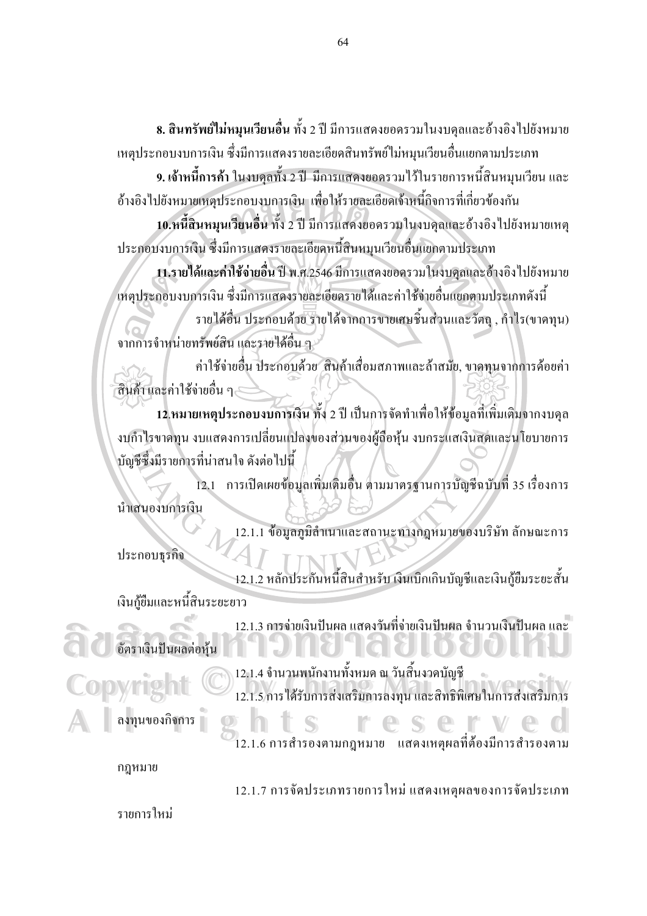**8. สินทรัพย์ไม่หมุนเวียนอื่น** ทั้ง 2 ปี มีการแสดงยอดรวมในงบดุลและอ้างอิงไปยังหมายเหตุประกอบงบการเงิน ซึ่งมีการแสดงรายละเอียดสินทรัพย์ไม่หมุนเวียนอื่นแยกตามประเภท

**9. เจ้าหนี้การค้า** ในงบดุลทั้ง 2 ปี มีการแสดงยอดรวมไว้ในรายการหนี้สินหมุนเวียน และอ้างอิงไปยังหมายเหตุประกอบงบการเงิน เพื่อให้รายละเอียดเจ้าหนี้กิจการที่เกี่ยวข้องกัน

**10.หนี้สินหมุนเวียนอื่น** ทั้ง 2 ปี มีการแสดงยอดรวมในงบดุลและอ้างอิงไปยังหมายเหตุประกอบงบการเงิน ซึ่งมีการแสดงรายละเอียดหนี้สินหมุนเวียนอื่นแยกตามประเภท

**11.รายได้และค่าใช้จ่ายอื่น** ปี พ.ศ.2546 มีการแสดงยอดรวมในงบดุลและอ้างอิงไปยังหมายเหตุประกอบงบการเงิน ซึ่งมีการแสดงรายละเอียดรายได้และค่าใช้จ่ายอื่นแยกตามประเภทดังนี้

รายได้อื่น ประกอบด้วย รายได้จากการขายเศษชิ้นส่วนและวัตถุ , กำไร(ขาดทุน) จากการจำหน่ายทรัพย์สิน และรายได้อื่น ๆ

ค่าใช้จ่ายอื่น ประกอบด้วย สินค้าเสื่อมสภาพและล้าสมัย, ขาดทุนจากการด้อยค่าสินค้า และค่าใช้จ่ายอื่น ๆ

**12.หมายเหตุประกอบงบการเงิน** ทั้ง 2 ปี เป็นการจัดทำเพื่อให้ข้อมูลที่เพิ่มเติมจากงบดุล งบกำไรขาดทุน งบแสดงการเปลี่ยนแปลงของส่วนของผู้ถือหุ้น งบกระแสเงินสดและนโยบายการบัญชีซึ่งมีรายการที่น่าสนใจ ดังต่อไปนี้

12.1 การเปิดเผยข้อมูลเพิ่มเติมอื่น ตามมาตรฐานการบัญชีฉบับที่ 35 เรื่องการนำเสนองบการเงิน

12.1.1 ข้อมูลภูมิลำเนาและสถานะทางกฎหมายของบริษัท ลักษณะการประกอบธุรกิจ

12.1.2 หลักประกันหนี้สินสำหรับ เงินเบิกเกินบัญชีและเงินกู้ยืมระยะสั้น เงินกู้ยืมและหนี้สินระยะยาว

12.1.3 การจ่ายเงินปันผล แสดงวันที่จ่ายเงินปันผล จำนวนเงินปันผล และอัตราเงินปันผลต่อหุ้น

12.1.4 จำนวนพนักงานทั้งหมด ณ วันสิ้นงวดบัญชี

12.1.5 การได้รับการส่งเสริมการลงทุน และสิทธิพิเศษในการส่งเสริมการลงทุนของกิจการ

12.1.6 การสำรองตามกฎหมาย แสดงเหตุผลที่ต้องมีการสำรองตามกฎหมาย

12.1.7 การจัดประเภทรายการใหม่ แสดงเหตุผลของการจัดประเภทรายการใหม่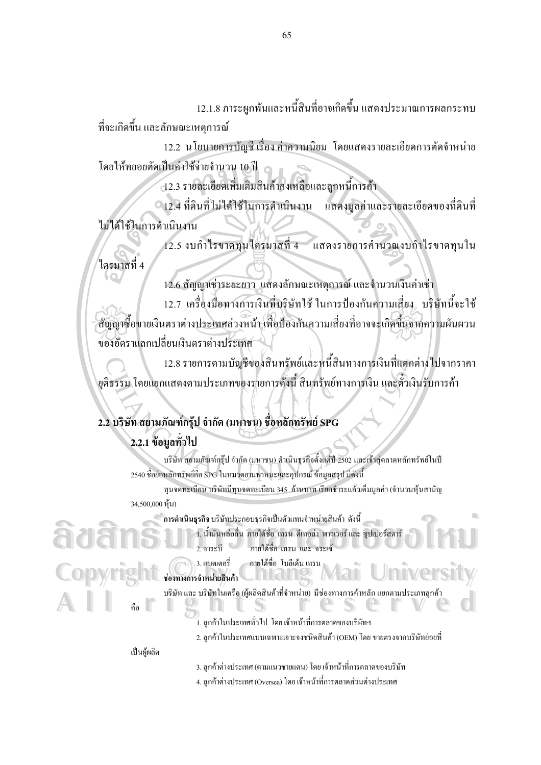12.1.8 ภาระผูกพันและหนี้สินที่อาจเกิดขึ้น แสดงประมาณการผลกระทบที่จะเกิดขึ้น และลักษณะเหตุการณ์

12.2 นโยบายการบัญชี เรื่อง ค่าความนิยม โดยแสดงรายละเอียดการตัดจำหน่าย โดยให้ทยอยตัดเป็นค่าใช้จ่ายจำนวน 10 ปี

12.3 รายละเอียดเพิ่มเติมสินค้าคงเหลือและลูกหนี้การค้า

12.4 ที่ดินที่ไม่ได้ใช้ในการดำเนินงาน แสดงมูลค่าและรายละเอียดของที่ดินที่ไม่ได้ใช้ในการดำเนินงาน

12.5 งบกำไรขาดทุนไตรมาสที่ 4 แสดงรายการคำนวณงบกำไรขาดทุนในไตรมาสที่ 4

12.6 สัญญาเช่าระยะยาว แสดงลักษณะเหตุการณ์ และจำนวนเงินค่าเช่า

12.7 เครื่องมือทางการเงินที่บริษัทใช้ ในการป้องกันความเสี่ยง บริษัทนี้จะใช้สัญญาซื้อขายเงินตราต่างประเทศล่วงหน้า เพื่อป้องกันความเสี่ยงที่อาจจะเกิดขึ้นจากความผันผวนของอัตราแลกเปลี่ยนเงินตราต่างประเทศ

12.8 รายการตามบัญชีของสินทรัพย์และหนี้สินทางการเงินที่แตกต่างไปจากราคายุติธรรม โดยแยกแสดงตามประเภทของรายการดังนี้ สินทรัพย์ทางการเงิน และตั๋วเงินรับการค้า

## 2.2 บริษัท สยามภัณฑ์กรุ๊ป จำกัด (มหาชน) ชื่อหลักทรัพย์ SPG

### 2.2.1 ข้อมูลทั่วไป

บริษัท สยามภัณฑ์กรุ๊ป จำกัด (มหาชน) ดำเนินธุรกิจตั้งแต่ปี 2502 และเข้าสู่ตลาดหลักทรัพย์ในปี 2540 ชื่อย่อหลักทรัพย์คือ SPG ในหมวดยานพาหนะและอุปกรณ์ ข้อมูลสรุป มีดังนี้

ทุนจดทะเบียน บริษัทมีทุนจดทะเบียน 345 ล้านบาท เรียกชำระแล้วเต็มมูลค่า (จำนวนหุ้นสามัญ 34,500,000 หุ้น)

**การดำเนินธุรกิจ** บริษัทประกอบธุรกิจเป็นตัวแทนจำหน่ายสินค้า ดังนี้

1. น้ำมันหล่อลื่น ภายใต้ชื่อ เทรน ดีเทอล่า พาวเวอร์ และ ซุปเปอร์สตาร์
2. จาระบี ภายใต้ชื่อ เทรน และ จระเข้
3. แบตเตอรี่ ภายใต้ชื่อ โบลีเด้น เทรน

**ช่องทางการจำหน่ายสินค้า**

บริษัท และ บริษัทในเครือ (ผู้ผลิตสินค้าที่จำหน่าย) มีช่องทางการค้าหลัก แยกตามประเภทลูกค้า คือ

1. ลูกค้าในประเทศทั่วไป โดยเจ้าหน้าที่การตลาดของบริษัทฯ
2. ลูกค้าในประเทศแบบเฉพาะเจาะจงชนิดสินค้า (OEM) โดย ขายตรงจากบริษัทย่อยที่เป็นผู้ผลิต
3. ลูกค้าต่างประเทศ (ตามแนวชายแดน) โดยเจ้าหน้าที่การตลาดของบริษัท
4. ลูกค้าต่างประเทศ (Oversea) โดยเจ้าหน้าที่การตลาดส่วนต่างประเทศ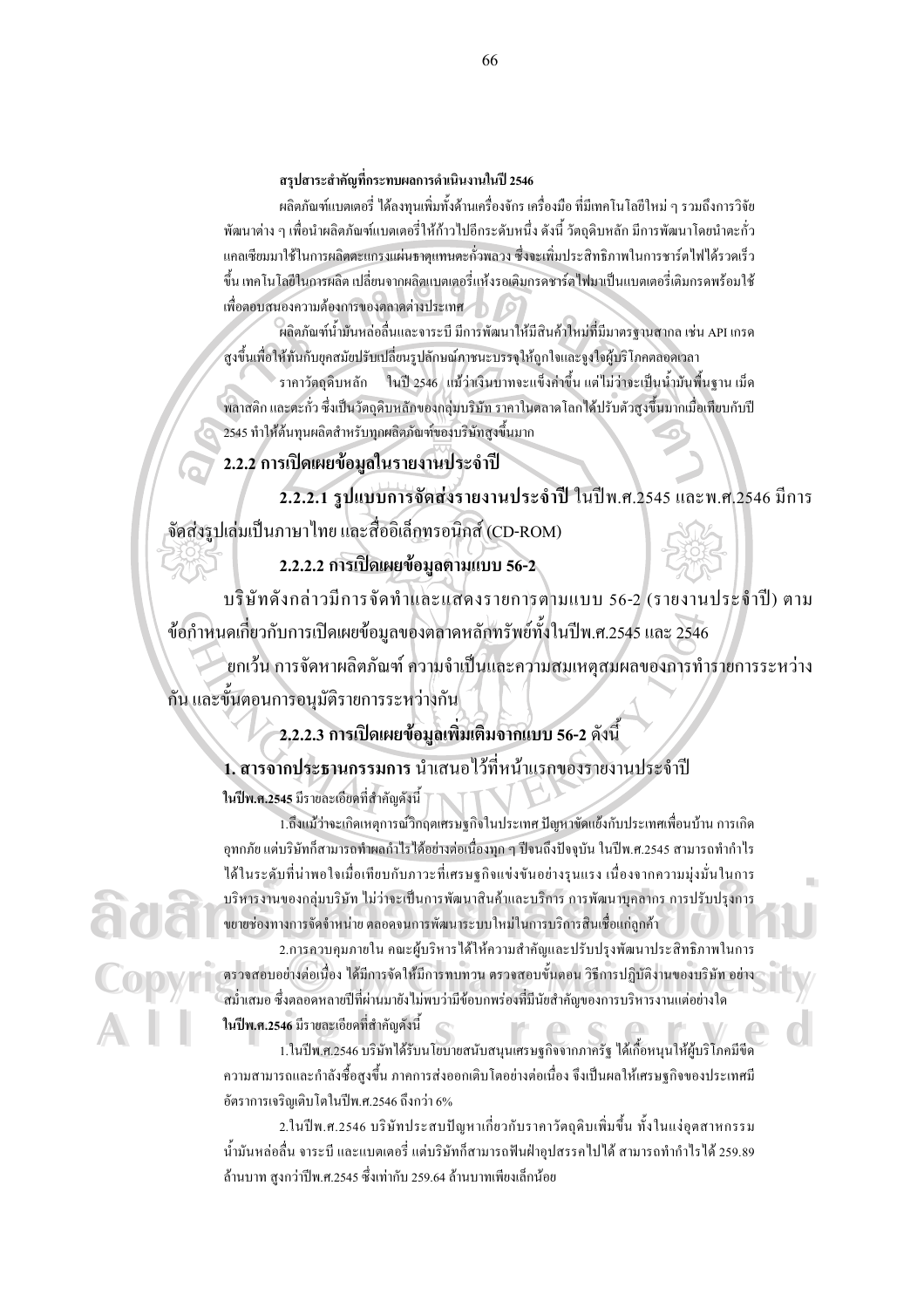**สรุปสาระสำคัญที่กระทบผลการดำเนินงานในปี 2546**

ผลิตภัณฑ์แบตเตอรี่ ได้ลงทุนเพิ่มทั้งด้านเครื่องจักร เครื่องมือ ที่มีเทคโนโลยีใหม่ ๆ รวมถึงการวิจัยพัฒนาต่าง ๆ เพื่อนำผลิตภัณฑ์แบตเตอรี่ให้ก้าวไปอีกระดับหนึ่ง ดังนี้ วัตถุดิบหลัก มีการพัฒนาโดยนำตะกั่วแคลเซียมมาใช้ในการผลิตตะแกรงแผ่นธาตุแทนตะกั่วพลวง ซึ่งจะเพิ่มประสิทธิภาพในการชาร์ตไฟได้รวดเร็วขึ้น เทคโนโลยีในการผลิต เปลี่ยนจากผลิตแบตเตอรี่แห้งรอเติมกรดชาร์ตไฟมาเป็นแบตเตอรี่เติมกรดพร้อมใช้ เพื่อตอบสนองความต้องการของตลาดต่างประเทศ

ผลิตภัณฑ์น้ำมันหล่อลื่นและจาระบี มีการพัฒนาให้มีสินค้าใหม่ที่มีมาตรฐานสากล เช่น API เกรดสูงขึ้นเพื่อให้ทันกับยุคสมัยปรับเปลี่ยนรูปลักษณ์ภาชนะบรรจุให้ถูกใจและจูงใจผู้บริโภคตลอดเวลา

ราคาวัตถุดิบหลัก ในปี 2546 แม้ว่าเงินบาทจะแข็งค่าขึ้น แต่ไม่ว่าจะเป็นน้ำมันพื้นฐาน เม็ดพลาสติก และตะกั่ว ซึ่งเป็นวัตถุดิบหลักของกลุ่มบริษัท ราคาในตลาดโลกได้ปรับตัวสูงขึ้นมากเมื่อเทียบกับปี 2545 ทำให้ต้นทุนผลิตสำหรับทุกผลิตภัณฑ์ของบริษัทสูงขึ้นมาก

### 2.2.2 การเปิดเผยข้อมูลในรายงานประจำปี

**2.2.2.1 รูปแบบการจัดส่งรายงานประจำปี** ในปีพ.ศ.2545 และพ.ศ.2546 มีการจัดส่งรูปเล่มเป็นภาษาไทย และสื่ออิเล็กทรอนิกส์ (CD-ROM)

**2.2.2.2 การเปิดเผยข้อมูลตามแบบ 56-2**

บริษัทดังกล่าวมีการจัดทำและแสดงรายการตามแบบ 56-2 (รายงานประจำปี) ตามข้อกำหนดเกี่ยวกับการเปิดเผยข้อมูลของตลาดหลักทรัพย์ทั้งในปีพ.ศ.2545 และ 2546

ยกเว้น การจัดหาผลิตภัณฑ์ ความจำเป็นและความสมเหตุสมผลของการทำรายการระหว่างกัน และขั้นตอนการอนุมัติรายการระหว่างกัน

**2.2.2.3 การเปิดเผยข้อมูลเพิ่มเติมจากแบบ 56-2 ดังนี้**

**1. สารจากประธานกรรมการ** นำเสนอไว้ที่หน้าแรกของรายงานประจำปี

**ในปีพ.ศ.2545** มีรายละเอียดที่สำคัญดังนี้

1.ถึงแม้ว่าจะเกิดเหตุการณ์วิกฤตเศรษฐกิจในประเทศ ปัญหาขัดแย้งกับประเทศเพื่อนบ้าน การเกิดอุทกภัย แต่บริษัทก็สามารถทำผลกำไรได้อย่างต่อเนื่องทุก ๆ ปีจนถึงปัจจุบัน ในปีพ.ศ.2545 สามารถทำกำไรได้ในระดับที่น่าพอใจเมื่อเทียบกับภาวะที่เศรษฐกิจแข่งขันอย่างรุนแรง เนื่องจากความมุ่งมั่นในการบริหารงานของกลุ่มบริษัท ไม่ว่าจะเป็นการพัฒนาสินค้าและบริการ การพัฒนาบุคลากร การปรับปรุงการขยายช่องทางการจัดจำหน่าย ตลอดจนการพัฒนาระบบใหม่ในการบริการสินเชื่อแก่ลูกค้า

2.การควบคุมภายใน คณะผู้บริหารได้ให้ความสำคัญและปรับปรุงพัฒนาประสิทธิภาพในการตรวจสอบอย่างต่อเนื่อง ได้มีการจัดให้มีการทบทวน ตรวจสอบขั้นตอน วิธีการปฏิบัติงานของบริษัท อย่างสม่ำเสมอ ซึ่งตลอดหลายปีที่ผ่านมายังไม่พบว่ามีข้อบกพร่องที่มีนัยสำคัญของการบริหารงานแต่อย่างใด

**ในปีพ.ศ.2546** มีรายละเอียดที่สำคัญดังนี้

1.ในปีพ.ศ.2546 บริษัทได้รับนโยบายสนับสนุนเศรษฐกิจจากภาครัฐ ได้เกื้อหนุนให้ผู้บริโภคมีขีดความสามารถและกำลังซื้อสูงขึ้น ภาคการส่งออกเติบโตอย่างต่อเนื่อง จึงเป็นผลให้เศรษฐกิจของประเทศมีอัตราการเจริญเติบโตในปีพ.ศ.2546 ถึงกว่า 6%

2.ในปีพ.ศ.2546 บริษัทประสบปัญหาเกี่ยวกับราคาวัตถุดิบเพิ่มขึ้น ทั้งในแง่อุตสาหกรรมน้ำมันหล่อลื่น จาระบี และแบตเตอรี่ แต่บริษัทก็สามารถฟันฝ่าอุปสรรคไปได้ สามารถทำกำไรได้ 259.89 ล้านบาท สูงกว่าปีพ.ศ.2545 ซึ่งเท่ากับ 259.64 ล้านบาทเพียงเล็กน้อย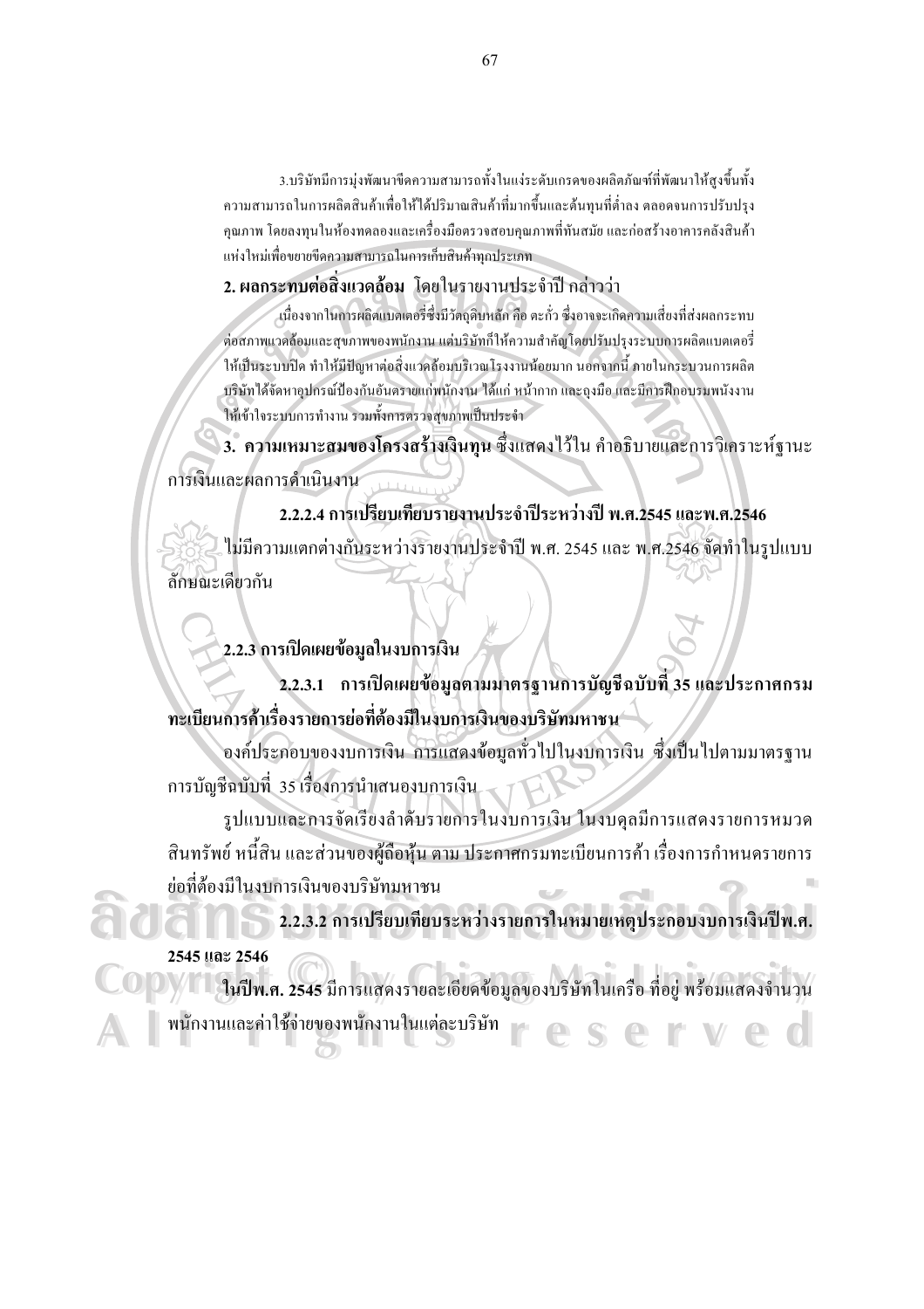3.บริษัทมีการมุ่งพัฒนาขีดความสามารถทั้งในแง่ระดับเกรดของผลิตภัณฑ์ที่พัฒนาให้สูงขึ้นทั้งความสามารถในการผลิตสินค้าเพื่อให้ได้ปริมาณสินค้าที่มากขึ้นและต้นทุนที่ต่ำลง ตลอดจนการปรับปรุงคุณภาพ โดยลงทุนในห้องทดลองและเครื่องมือตรวจสอบคุณภาพที่ทันสมัย และก่อสร้างอาคารคลังสินค้าแห่งใหม่เพื่อขยายขีดความสามารถในการเก็บสินค้าทุกประเภท

**2. ผลกระทบต่อสิ่งแวดล้อม** โดยในรายงานประจำปี กล่าวว่า

เนื่องจากในการผลิตแบตเตอรี่ซึ่งมีวัตถุดิบหลัก คือ ตะกั่ว ซึ่งอาจจะเกิดความเสี่ยงที่ส่งผลกระทบต่อสภาพแวดล้อมและสุขภาพของพนักงาน แต่บริษัทก็ให้ความสำคัญโดยปรับปรุงระบบการผลิตแบตเตอรี่ให้เป็นระบบปิด ทำให้มีปัญหาต่อสิ่งแวดล้อมบริเวณโรงงานน้อยมาก นอกจากนี้ ภายในกระบวนการผลิตบริษัทได้จัดหาอุปกรณ์ป้องกันอันตรายแก่พนักงาน ได้แก่ หน้ากาก และถุงมือ และมีการฝึกอบรมพนักงานให้เข้าใจระบบการทำงาน รวมทั้งการตรวจสุขภาพเป็นประจำ

**3. ความเหมาะสมของโครงสร้างเงินทุน** ซึ่งแสดงไว้ใน คำอธิบายและการวิเคราะห์ฐานะการเงินและผลการดำเนินงาน

**2.2.2.4 การเปรียบเทียบรายงานประจำปีระหว่างปี พ.ศ.2545 และพ.ศ.2546**

ไม่มีความแตกต่างกันระหว่างรายงานประจำปี พ.ศ. 2545 และ พ.ศ.2546 จัดทำในรูปแบบลักษณะเดียวกัน

**2.2.3 การเปิดเผยข้อมูลในงบการเงิน**

**2.2.3.1 การเปิดเผยข้อมูลตามมาตรฐานการบัญชีฉบับที่ 35 และประกาศกรมทะเบียนการค้าเรื่องรายการย่อที่ต้องมีในงบการเงินของบริษัทมหาชน**

องค์ประกอบของงบการเงิน การแสดงข้อมูลทั่วไปในงบการเงิน ซึ่งเป็นไปตามมาตรฐานการบัญชีฉบับที่ 35 เรื่องการนำเสนองบการเงิน

รูปแบบและการจัดเรียงลำดับรายการ ในงบการเงิน ในงบดุลมีการแสดงรายการหมวดสินทรัพย์ หนี้สิน และส่วนของผู้ถือหุ้น ตาม ประกาศกรมทะเบียนการค้า เรื่องการกำหนดรายการย่อที่ต้องมีในงบการเงินของบริษัทมหาชน

**2.2.3.2 การเปรียบเทียบระหว่างรายการในหมายเหตุประกอบงบการเงินปีพ.ศ. 2545 และ 2546**

**ในปีพ.ศ. 2545** มีการแสดงรายละเอียดข้อมูลของบริษัทในเครือ ที่อยู่ พร้อมแสดงจำนวนพนักงานและค่าใช้จ่ายของพนักงานในแต่ละบริษัท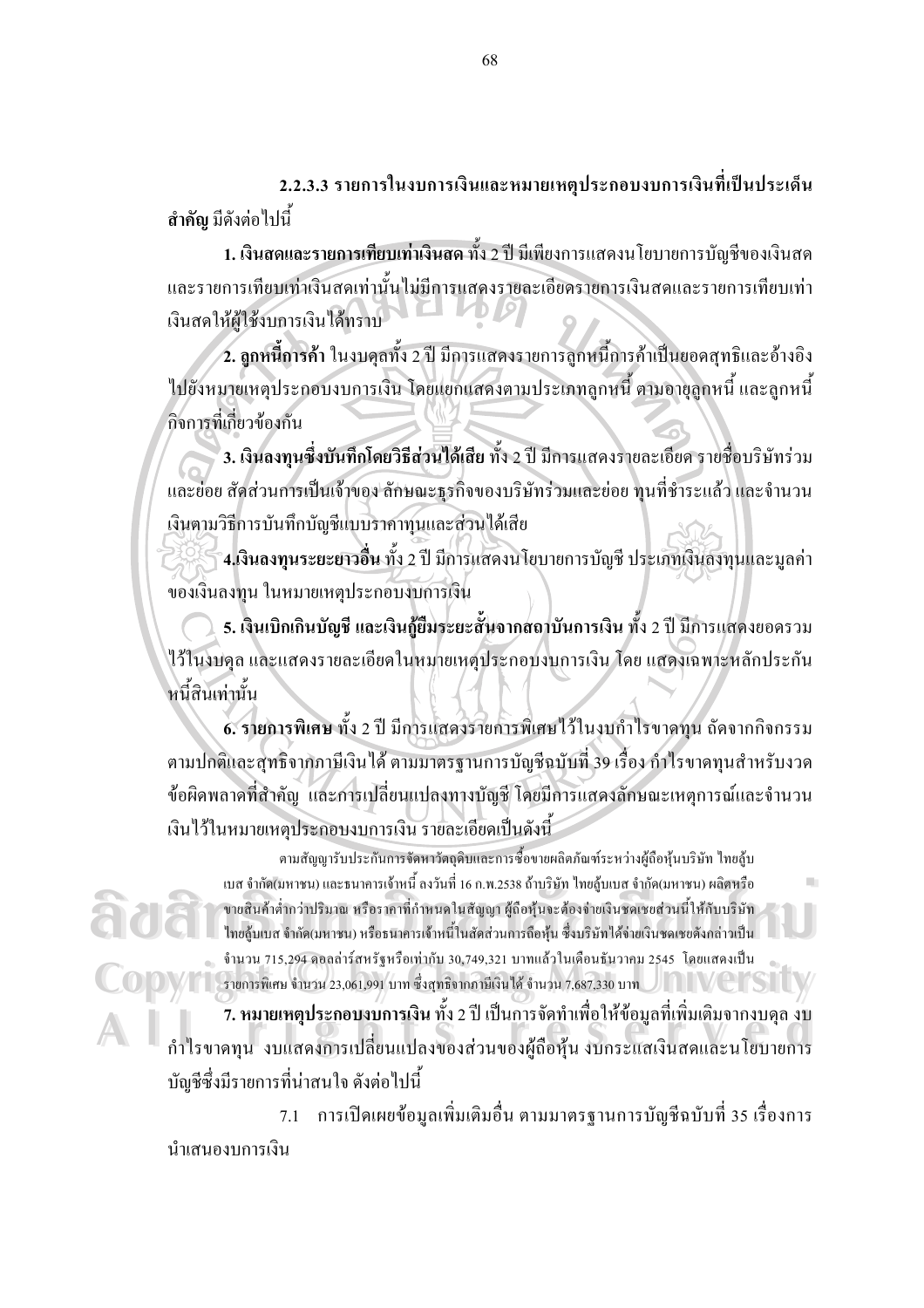**2.2.3.3 รายการในงบการเงินและหมายเหตุประกอบงบการเงินที่เป็นประเด็นสำคัญ** มีดังต่อไปนี้

**1. เงินสดและรายการเทียบเท่าเงินสด** ทั้ง 2 ปี มีเพียงการแสดงนโยบายการบัญชีของเงินสดและรายการเทียบเท่าเงินสดเท่านั้นไม่มีการแสดงรายละเอียดรายการเงินสดและรายการเทียบเท่าเงินสดให้ผู้ใช้งบการเงินได้ทราบ

**2. ลูกหนี้การค้า** ในงบดุลทั้ง 2 ปี มีการแสดงรายการลูกหนี้การค้าเป็นยอดสุทธิและอ้างอิงไปยังหมายเหตุประกอบงบการเงิน โดยแยกแสดงตามประเภทลูกหนี้ ตามอายุลูกหนี้ และลูกหนี้กิจการที่เกี่ยวข้องกัน

**3. เงินลงทุนซึ่งบันทึกโดยวิธีส่วนได้เสีย** ทั้ง 2 ปี มีการแสดงรายละเอียด รายชื่อบริษัทร่วมและย่อย สัดส่วนการเป็นเจ้าของ ลักษณะธุรกิจของบริษัทร่วมและย่อย ทุนที่ชำระแล้ว และจำนวนเงินตามวิธีการบันทึกบัญชีแบบราคาทุนและส่วนได้เสีย

**4.เงินลงทุนระยะยาวอื่น** ทั้ง 2 ปี มีการแสดงนโยบายการบัญชี ประเภทเงินลงทุนและมูลค่าของเงินลงทุน ในหมายเหตุประกอบงบการเงิน

**5. เงินเบิกเกินบัญชี และเงินกู้ยืมระยะสั้นจากสถาบันการเงิน** ทั้ง 2 ปี มีการแสดงยอดรวมไว้ในงบดุล และแสดงรายละเอียดในหมายเหตุประกอบงบการเงิน โดย แสดงเฉพาะหลักประกันหนี้สินเท่านั้น

**6. รายการพิเศษ** ทั้ง 2 ปี มีการแสดงรายการพิเศษไว้ในงบกำไรขาดทุน ถัดจากกิจกรรมตามปกติและสุทธิจากภาษีเงินได้ ตามมาตรฐานการบัญชีฉบับที่ 39 เรื่อง กำไรขาดทุนสำหรับงวด ข้อผิดพลาดที่สำคัญ และการเปลี่ยนแปลงทางบัญชี โดยมีการแสดงลักษณะเหตุการณ์และจำนวนเงินไว้ในหมายเหตุประกอบงบการเงิน รายละเอียดเป็นดังนี้

> ตามสัญญารับประกันการจัดหาวัตถุดิบและการซื้อขายผลิตภัณฑ์ระหว่างผู้ถือหุ้นบริษัท ไทยลู้บเบส จำกัด(มหาชน) และธนาคารเจ้าหนี้ ลงวันที่ 16 ก.พ.2538 ถ้าบริษัท ไทยลู้บเบส จำกัด(มหาชน) ผลิตหรือขายสินค้าต่ำกว่าปริมาณ หรือราคาที่กำหนดในสัญญา ผู้ถือหุ้นจะต้องจ่ายเงินชดเชยส่วนนี้ให้กับบริษัท ไทยลู้บเบส จำกัด(มหาชน) หรือธนาคารเจ้าหนี้ในสัดส่วนการถือหุ้น ซึ่งบริษัทได้จ่ายเงินชดเชยดังกล่าวเป็นจำนวน 715,294 ดอลลาร์สหรัฐหรือเท่ากับ 30,749,321 บาทแล้วในเดือนธันวาคม 2545 โดยแสดงเป็นรายการพิเศษ จำนวน 23,061,991 บาท ซึ่งสุทธิจากภาษีเงินได้ จำนวน 7,687,330 บาท

**7. หมายเหตุประกอบงบการเงิน** ทั้ง 2 ปี เป็นการจัดทำเพื่อให้ข้อมูลที่เพิ่มเติมจากงบดุล งบกำไรขาดทุน งบแสดงการเปลี่ยนแปลงของส่วนของผู้ถือหุ้น งบกระแสเงินสดและนโยบายการบัญชีซึ่งมีรายการที่น่าสนใจ ดังต่อไปนี้

7.1 การเปิดเผยข้อมูลเพิ่มเติมอื่น ตามมาตรฐานการบัญชีฉบับที่ 35 เรื่องการนำเสนองบการเงิน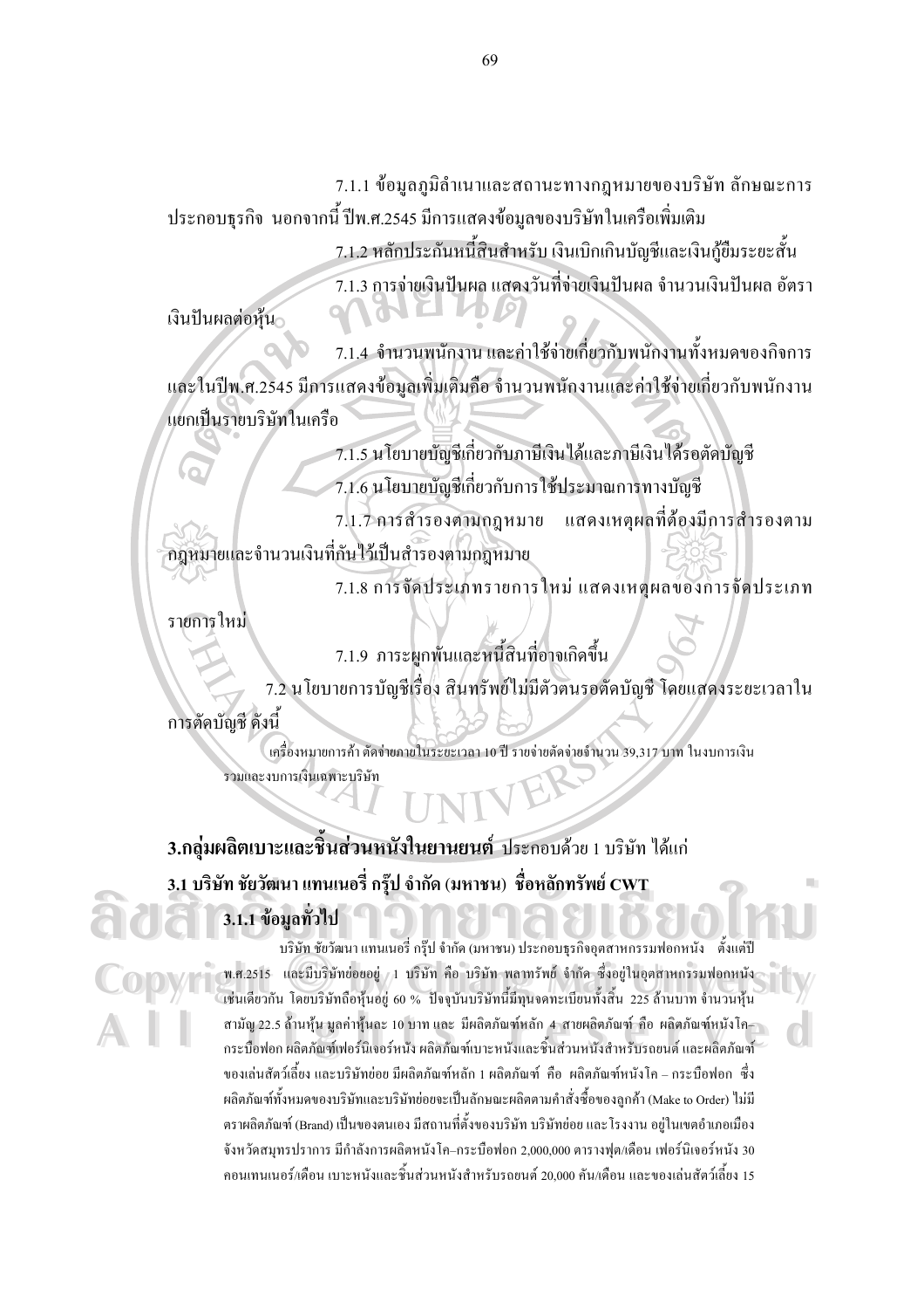7.1.1 ข้อมูลภูมิลำเนาและสถานะทางกฎหมายของบริษัท ลักษณะการประกอบธุรกิจ นอกจากนี้ ปีพ.ศ.2545 มีการแสดงข้อมูลของบริษัทในเครือเพิ่มเติม

7.1.2 หลักประกันหนี้สินสำหรับ เงินเบิกเกินบัญชีและเงินกู้ยืมระยะสั้น

7.1.3 การจ่ายเงินปันผล แสดงวันที่จ่ายเงินปันผล จำนวนเงินปันผล อัตราเงินปันผลต่อหุ้น

7.1.4 จำนวนพนักงาน และค่าใช้จ่ายเกี่ยวกับพนักงานทั้งหมดของกิจการ และในปีพ.ศ.2545 มีการแสดงข้อมูลเพิ่มเติมคือ จำนวนพนักงานและค่าใช้จ่ายเกี่ยวกับพนักงานแยกเป็นรายบริษัทในเครือ

7.1.5 นโยบายบัญชีเกี่ยวกับภาษีเงินได้และภาษีเงินได้รอตัดบัญชี

7.1.6 นโยบายบัญชีเกี่ยวกับการใช้ประมาณการทางบัญชี

7.1.7 การสำรองตามกฎหมาย แสดงเหตุผลที่ต้องมีการสำรองตามกฎหมายและจำนวนเงินที่กันไว้เป็นสำรองตามกฎหมาย

7.1.8 การจัดประเภทรายการใหม่ แสดงเหตุผลของการจัดประเภทรายการใหม่

7.1.9 ภาระผูกพันและหนี้สินที่อาจเกิดขึ้น

7.2 นโยบายการบัญชีเรื่อง สินทรัพย์ไม่มีตัวตนรอตัดบัญชี โดยแสดงระยะเวลาในการตัดบัญชี ดังนี้

เครื่องหมายการค้า ตัดจ่ายภายในระยะเวลา 10 ปี รายจ่ายตัดจ่ายจำนวน 39,317 บาท ในงบการเงินรวมและงบการเงินเฉพาะบริษัท

**3.กลุ่มผลิตเบาะและชิ้นส่วนหนังในยานยนต์** ประกอบด้วย 1 บริษัท ได้แก่

**3.1 บริษัท ชัยวัฒนา แทนเนอรี่ กรุ๊ป จำกัด (มหาชน) ชื่อหลักทรัพย์ CWT**

**3.1.1 ข้อมูลทั่วไป**

บริษัท ชัยวัฒนา แทนเนอรี่ กรุ๊ป จำกัด (มหาชน) ประกอบธุรกิจอุตสาหกรรมฟอกหนัง ตั้งแต่ปี พ.ศ.2515 และมีบริษัทย่อยอยู่ 1 บริษัท คือ บริษัท พลาทรัพย์ จำกัด ซึ่งอยู่ในอุตสาหกรรมฟอกหนังเช่นเดียวกัน โดยบริษัทถือหุ้นอยู่ 60 % ปัจจุบันบริษัทนี้มีทุนจดทะเบียนทั้งสิ้น 225 ล้านบาท จำนวนหุ้นสามัญ 22.5 ล้านหุ้น มูลค่าหุ้นละ 10 บาท และ มีผลิตภัณฑ์หลัก 4 สายผลิตภัณฑ์ คือ ผลิตภัณฑ์หนังโค–กระบือฟอก ผลิตภัณฑ์เฟอร์นิเจอร์หนัง ผลิตภัณฑ์เบาะหนังและชิ้นส่วนหนังสำหรับรถยนต์ และผลิตภัณฑ์ของเล่นสัตว์เลี้ยง และบริษัทย่อย มีผลิตภัณฑ์หลัก 1 ผลิตภัณฑ์ คือ ผลิตภัณฑ์หนังโค – กระบือฟอก ซึ่งผลิตภัณฑ์ทั้งหมดของบริษัทและบริษัทย่อยจะเป็นลักษณะผลิตตามคำสั่งซื้อของลูกค้า (Make to Order) ไม่มีตราผลิตภัณฑ์ (Brand) เป็นของตนเอง มีสถานที่ตั้งของบริษัท บริษัทย่อย และโรงงาน อยู่ในเขตอำเภอเมือง จังหวัดสมุทรปราการ มีกำลังการผลิตหนังโค–กระบือฟอก 2,000,000 ตารางฟุต/เดือน เฟอร์นิเจอร์หนัง 30 คอนเทนเนอร์/เดือน เบาะหนังและชิ้นส่วนหนังสำหรับรถยนต์ 20,000 คัน/เดือน และของเล่นสัตว์เลี้ยง 15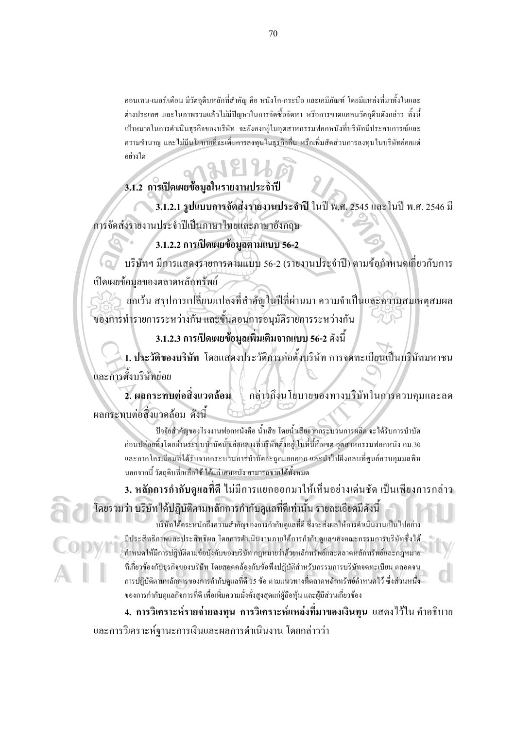คอนเทน-เนอร์/เดือน มีวัตถุดิบหลักที่สำคัญ คือ หนังโค-กระบือ และเคมีภัณฑ์ โดยมีแหล่งที่มาทั้งในและต่างประเทศ และในภาพรวมแล้วไม่มีปัญหาในการจัดซื้อจัดหา หรือการขาดแคลนวัตถุดิบดังกล่าว ทั้งนี้เป้าหมายในการดำเนินธุรกิจของบริษัท จะยังคงอยู่ในอุตสาหกรรมฟอกหนังที่บริษัทมีประสบการณ์และความชำนาญ และไม่มีนโยบายที่จะเพิ่มการลงทุนในธุรกิจอื่น หรือเพิ่มสัดส่วนการลงทุนในบริษัทย่อยแต่อย่างใด

### 3.1.2 การเปิดเผยข้อมูลในรายงานประจำปี

**3.1.2.1 รูปแบบการจัดส่งรายงานประจำปี** ในปี พ.ศ. 2545 และในปี พ.ศ. 2546 มีการจัดส่งรายงานประจำปีเป็นภาษาไทยและภาษาอังกฤษ

**3.1.2.2 การเปิดเผยข้อมูลตามแบบ 56-2**

บริษัทฯ มีการแสดงรายการตามแบบ 56-2 (รายงานประจำปี) ตามข้อกำหนดเกี่ยวกับการเปิดเผยข้อมูลของตลาดหลักทรัพย์

ยกเว้น สรุปการเปลี่ยนแปลงที่สำคัญในปีที่ผ่านมา ความจำเป็นและความสมเหตุสมผลของการทำรายการระหว่างกัน และขั้นตอนการอนุมัติรายการระหว่างกัน

**3.1.2.3 การเปิดเผยข้อมูลเพิ่มเติมจากแบบ 56-2 ดังนี้**

**1. ประวัติของบริษัท** โดยแสดงประวัติการก่อตั้งบริษัท การจดทะเบียนเป็นบริษัทมหาชน และการตั้งบริษัทย่อย

**2. ผลกระทบต่อสิ่งแวดล้อม** กล่าวถึงนโยบายของทางบริษัทในการควบคุมและลดผลกระทบต่อสิ่งแวดล้อม ดังนี้

ปัจจัยสำคัญของโรงงานฟอกหนังคือ น้ำเสีย โดยน้ำเสียจากกระบวนการผลิต จะได้รับการบำบัดก่อนปล่อยทิ้งโดยผ่านระบบบำบัดน้ำเสียกลางที่บริษัทตั้งอยู่ ในที่นี้คือเขต อุตสาหกรรมฟอกหนัง กม.30 และกากโครเมียมที่ได้รับจากกระบวนการบำบัดจะถูกแยกออก และนำไปฝังกลบที่ศูนย์ควบคุมมลพิษ นอกจากนี้ วัตถุดิบที่เหลือใช้ ได้แก่ เศษหนัง สามารถขายได้ทั้งหมด

**3. หลักการกำกับดูแลที่ดี** ไม่มีการแยกออกมาให้เห็นอย่างเด่นชัด เป็นเพียงการกล่าวโดยรวมว่า บริษัทได้ปฏิบัติตามหลักการกำกับดูแลที่ดีเท่านั้น รายละเอียดมีดังนี้

บริษัทได้ตระหนักถึงความสำคัญของการกำกับดูแลที่ดี ซึ่งจะส่งผลให้การดำเนินงานเป็นไปอย่างมีประสิทธิภาพและประสิทธิผล โดยการดำเนินงานภายใต้การกำกับดูแลของคณะกรรมการบริษัทซึ่งได้กำหนดให้มีการปฏิบัติตามข้อบังคับของบริษัท กฎหมายว่าด้วยหลักทรัพย์และตลาดหลักทรัพย์และกฎหมายที่เกี่ยวข้องกับธุรกิจของบริษัท โดยสอดคล้องกับข้อพึงปฏิบัติสำหรับกรรมการบริษัทจดทะเบียน ตลอดจนการปฏิบัติตามหลักการของการกำกับดูแลที่ดี 15 ข้อ ตามแนวทางที่ตลาดหลักทรัพย์กำหนดไว้ ซึ่งส่วนหนึ่งของการกำกับดูแลกิจการที่ดี เพื่อเพิ่มความมั่งคั่งสูงสุดแก่ผู้ถือหุ้น และผู้มีส่วนเกี่ยวข้อง

**4. การวิเคราะห์รายจ่ายลงทุน การวิเคราะห์แหล่งที่มาของเงินทุน** แสดงไว้ใน คำอธิบายและการวิเคราะห์ฐานะการเงินและผลการดำเนินงาน โดยกล่าวว่า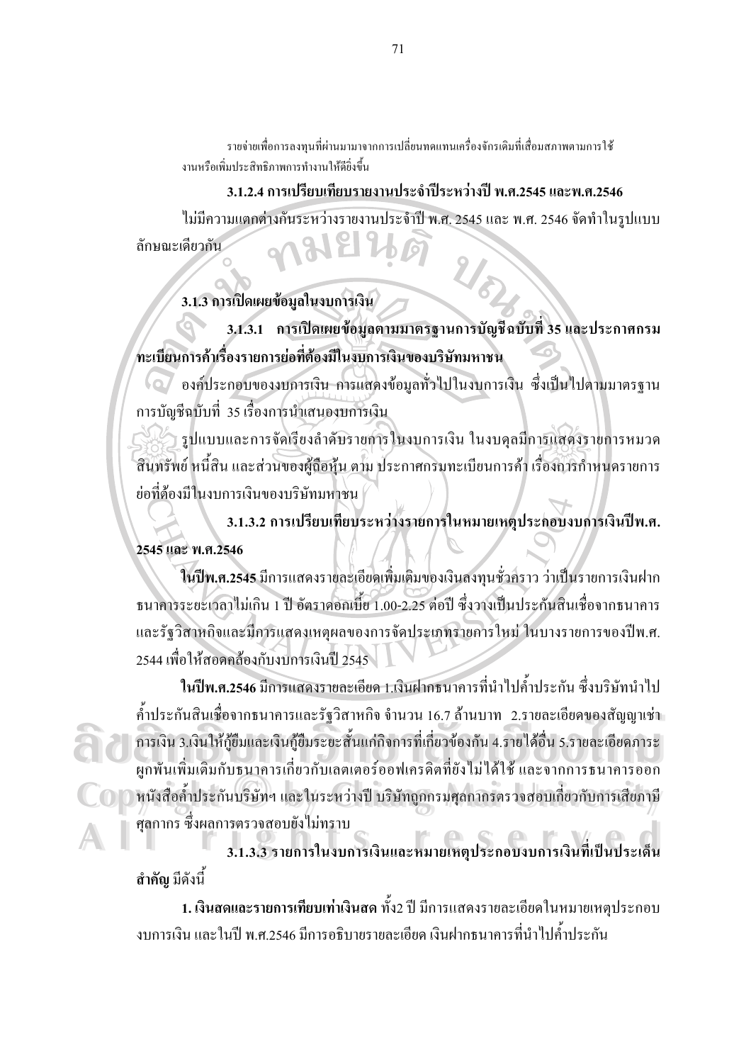รายจ่ายเพื่อการลงทุนที่ผ่านมามาจากการเปลี่ยนทดแทนเครื่องจักรเดิมที่เสื่อมสภาพตามการใช้งานหรือเพิ่มประสิทธิภาพการทำงานให้ดียิ่งขึ้น

**3.1.2.4 การเปรียบเทียบรายงานประจำปีระหว่างปี พ.ศ.2545 และพ.ศ.2546**

ไม่มีความแตกต่างกันระหว่างรายงานประจำปี พ.ศ. 2545 และ พ.ศ. 2546 จัดทำในรูปแบบลักษณะเดียวกัน

**3.1.3 การเปิดเผยข้อมูลในงบการเงิน**

**3.1.3.1 การเปิดเผยข้อมูลตามมาตรฐานการบัญชีฉบับที่ 35 และประกาศกรมทะเบียนการค้าเรื่องรายการย่อที่ต้องมีในงบการเงินของบริษัทมหาชน**

องค์ประกอบของงบการเงิน การแสดงข้อมูลทั่วไปในงบการเงิน ซึ่งเป็นไปตามมาตรฐานการบัญชีฉบับที่ 35 เรื่องการนำเสนองบการเงิน

รูปแบบและการจัดเรียงลำดับรายการในงบการเงิน ในงบดุลมีการแสดงรายการหมวดสินทรัพย์ หนี้สิน และส่วนของผู้ถือหุ้น ตาม ประกาศกรมทะเบียนการค้า เรื่องการกำหนดรายการย่อที่ต้องมีในงบการเงินของบริษัทมหาชน

**3.1.3.2 การเปรียบเทียบระหว่างรายการในหมายเหตุประกอบงบการเงินปีพ.ศ. 2545 และ พ.ศ.2546**

**ในปีพ.ศ.2545** มีการแสดงรายละเอียดเพิ่มเติมของเงินลงทุนชั่วคราว ว่าเป็นรายการเงินฝากธนาคารระยะเวลาไม่เกิน 1 ปี อัตราดอกเบี้ย 1.00-2.25 ต่อปี ซึ่งวางเป็นประกันสินเชื่อจากธนาคารและรัฐวิสาหกิจและมีการแสดงเหตุผลของการจัดประเภทรายการใหม่ ในบางรายการของปีพ.ศ. 2544 เพื่อให้สอดคล้องกับงบการเงินปี 2545

**ในปีพ.ศ.2546** มีการแสดงรายละเอียด 1.เงินฝากธนาคารที่นำไปค้ำประกัน ซึ่งบริษัทนำไปค้ำประกันสินเชื่อจากธนาคารและรัฐวิสาหกิจ จำนวน 16.7 ล้านบาท 2.รายละเอียดของสัญญาเช่าการเงิน 3.เงินให้กู้ยืมและเงินกู้ยืมระยะสั้นแก่กิจการที่เกี่ยวข้องกัน 4.รายได้อื่น 5.รายละเอียดภาระผูกพันเพิ่มเติมกับธนาคารเกี่ยวกับเลตเตอร์ออฟเครดิตที่ยังไม่ได้ใช้ และจากการธนาคารออกหนังสือค้ำประกันบริษัทฯ และในระหว่างปี บริษัทถูกกรมศุลกากรตรวจสอบเกี่ยวกับการเสียภาษีศุลกากร ซึ่งผลการตรวจสอบยังไม่ทราบ

**3.1.3.3 รายการในงบการเงินและหมายเหตุประกอบงบการเงินที่เป็นประเด็นสำคัญ** มีดังนี้

**1. เงินสดและรายการเทียบเท่าเงินสด** ทั้ง2 ปี มีการแสดงรายละเอียดในหมายเหตุประกอบงบการเงิน และในปี พ.ศ.2546 มีการอธิบายรายละเอียด เงินฝากธนาคารที่นำไปค้ำประกัน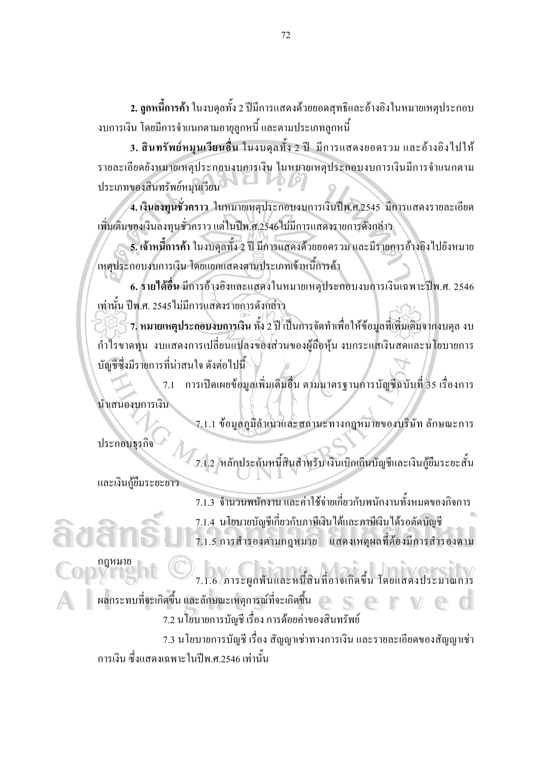**2. ลูกหนี้การค้า** ในงบดุลทั้ง 2 ปีมีการแสดงด้วยยอดสุทธิและอ้างอิงในหมายเหตุประกอบงบการเงิน โดยมีการจำแนกตามอายุลูกหนี้ และตามประเภทลูกหนี้

**3. สินทรัพย์หมุนเวียนอื่น** ในงบดุลทั้ง 2 ปี มีการแสดงยอดรวม และอ้างอิงไปให้รายละเอียดยังหมายเหตุประกอบงบการเงิน ในหมายเหตุประกอบงบการเงินมีการจำแนกตามประเภทของสินทรัพย์หมุนเวียน

**4. เงินลงทุนชั่วคราว** ในหมายเหตุประกอบงบการเงินปีพ.ศ.2545 มีการแสดงรายละเอียดเพิ่มเติมของเงินลงทุนชั่วคราว แต่ในปีพ.ศ.2546ไม่มีการแสดงรายการดังกล่าว

**5. เจ้าหนี้การค้า** ในงบดุลทั้ง 2 ปี มีการแสดงด้วยยอดรวม และมีรายการอ้างอิงไปยังหมายเหตุประกอบงบการเงิน โดยแยกแสดงตามประเภทเจ้าหนี้การค้า

**6. รายได้อื่น** มีการอ้างอิงและแสดงในหมายเหตุประกอบงบการเงินเฉพาะปีพ.ศ. 2546 เท่านั้น ปีพ.ศ. 2545ไม่มีการแสดงรายการดังกล่าว

**7. หมายเหตุประกอบงบการเงิน** ทั้ง 2 ปี เป็นการจัดทำเพื่อให้ข้อมูลที่เพิ่มเติมจากงบดุล งบกำไรขาดทุน งบแสดงการเปลี่ยนแปลงของส่วนของผู้ถือหุ้น งบกระแสเงินสดและนโยบายการบัญชีซึ่งมีรายการที่น่าสนใจ ดังต่อไปนี้

7.1 การเปิดเผยข้อมูลเพิ่มเติมอื่น ตามมาตรฐานการบัญชีฉบับที่ 35 เรื่องการนำเสนองบการเงิน

7.1.1 ข้อมูลภูมิลำเนาและสถานะทางกฎหมายของบริษัท ลักษณะการประกอบธุรกิจ

7.1.2 หลักประกันหนี้สินสำหรับ เงินเบิกเกินบัญชีและเงินกู้ยืมระยะสั้นและเงินกู้ยืมระยะยาว

7.1.3 จำนวนพนักงาน และค่าใช้จ่ายเกี่ยวกับพนักงานทั้งหมดของกิจการ

7.1.4 นโยบายบัญชีเกี่ยวกับภาษีเงินได้และภาษีเงินได้รอตัดบัญชี

7.1.5 การสำรองตามกฎหมาย แสดงเหตุผลที่ต้องมีการสำรองตามกฎหมาย

7.1.6 ภาระผูกพันและหนี้สินที่อาจเกิดขึ้น โดยแสดงประมาณการผลกระทบที่จะเกิดขึ้น และลักษณะเหตุการณ์ที่จะเกิดขึ้น

7.2 นโยบายการบัญชี เรื่อง การด้อยค่าของสินทรัพย์

7.3 นโยบายการบัญชี เรื่อง สัญญาเช่าทางการเงิน และรายละเอียดของสัญญาเช่าการเงิน ซึ่งแสดงเฉพาะในปีพ.ศ.2546 เท่านั้น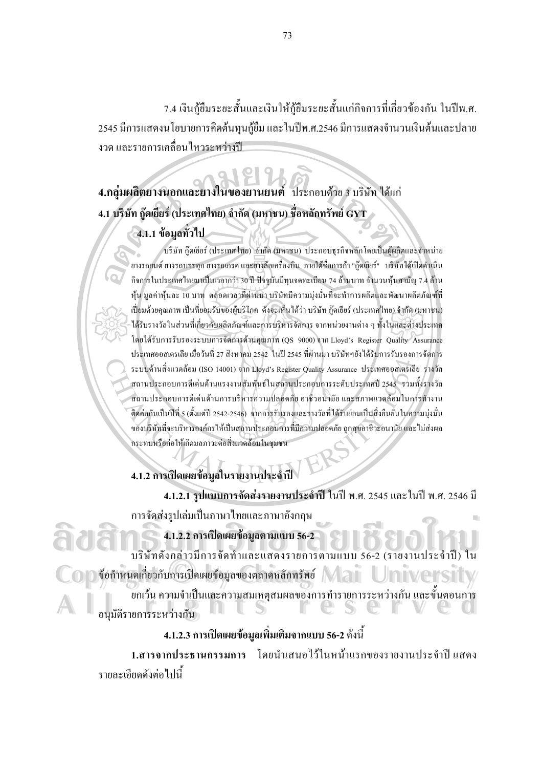7.4 เงินกู้ยืมระยะสั้นและเงินให้กู้ยืมระยะสั้นแก่กิจการที่เกี่ยวข้องกัน ในปีพ.ศ. 2545 มีการแสดงนโยบายการคิดต้นทุนกู้ยืม และในปีพ.ศ.2546 มีการแสดงจำนวนเงินต้นและปลายงวด และรายการเคลื่อนไหวระหว่างปี

**4.กลุ่มผลิตยางนอกและยางในของยานยนต์** ประกอบด้วย 3 บริษัท ได้แก่

**4.1 บริษัท กู๊ดเยียร์ (ประเทศไทย) จำกัด (มหาชน) ชื่อหลักทรัพย์ GYT**

**4.1.1 ข้อมูลทั่วไป**

บริษัท กู๊ดเยียร์ (ประเทศไทย) จำกัด (มหาชน) ประกอบธุรกิจหลักโดยเป็นผู้ผลิตและจำหน่ายยางรถยนต์ ยางรถบรรทุก ยางรถเกรด และยางล้อเครื่องบิน ภายใต้ชื่อการค้า "กู๊ดเยียร์" บริษัทได้เปิดดำเนินกิจการในประเทศไทยมาเป็นเวลากว่า 30 ปี ปัจจุบันมีทุนจดทะเบียน 74 ล้านบาท จำนวนหุ้นสามัญ 7.4 ล้านหุ้น มูลค่าหุ้นละ 10 บาท ตลอดเวลาที่ผ่านมา บริษัทมีความมุ่งมั่นที่จะทำการผลิตและพัฒนาผลิตภัณฑ์ที่เปี่ยมด้วยคุณภาพ เป็นที่ยอมรับของผู้บริโภค ดังจะเห็นได้ว่า บริษัท กู๊ดเยียร์ (ประเทศไทย) จำกัด (มหาชน) ได้รับรางวัลในส่วนที่เกี่ยวกับผลิตภัณฑ์และการบริหารจัดการ จากหน่วยงานต่าง ๆ ทั้งในและต่างประเทศ โดยได้รับการรับรองระบบการจัดการด้านคุณภาพ (QS 9000) จาก Lloyd's Register Quality Assurance ประเทศออสเตรเลีย เมื่อวันที่ 27 สิงหาคม 2542 ในปี 2545 ที่ผ่านมา บริษัทฯยังได้รับการรับรองการจัดการระบบด้านสิ่งแวดล้อม (ISO 14001) จาก Lloyd's Register Quality Assurance ประเทศออสเตรเลีย รางวัลสถานประกอบการดีเด่นด้านแรงงานสัมพันธ์ในสถานประกอบการระดับประเทศปี 2545 รวมทั้งรางวัลสถานประกอบการดีเด่นด้านการบริหารความปลอดภัย อาชีวอนามัย และสภาพแวดล้อมในการทำงานติดต่อกันเป็นปีที่ 5 (ตั้งแต่ปี 2542-2546) จากการรับรองและรางวัลที่ได้รับย่อมเป็นสิ่งยืนยันในความมุ่งมั่นของบริษัทที่จะบริหารองค์กรให้เป็นสถานประกอบการที่มีความปลอดภัย ถูกสุขอาชีวอนามัย และไม่ส่งผลกระทบหรือก่อให้เกิดมลภาวะต่อสิ่งแวดล้อมในชุมชน

**4.1.2 การเปิดเผยข้อมูลในรายงานประจำปี**

**4.1.2.1 รูปแบบการจัดส่งรายงานประจำปี** ในปี พ.ศ. 2545 และในปี พ.ศ. 2546 มีการจัดส่งรูปเล่มเป็นภาษาไทยและภาษาอังกฤษ

**4.1.2.2 การเปิดเผยข้อมูลตามแบบ 56-2**

บริษัทดังกล่าวมีการจัดทำและแสดงรายการตามแบบ 56-2 (รายงานประจำปี) ในข้อกำหนดเกี่ยวกับการเปิดเผยข้อมูลของตลาดหลักทรัพย์

ยกเว้น ความจำเป็นและความสมเหตุสมผลของการทำรายการระหว่างกัน และขั้นตอนการอนุมัติรายการระหว่างกัน

**4.1.2.3 การเปิดเผยข้อมูลเพิ่มเติมจากแบบ 56-2** ดังนี้

**1.สารจากประธานกรรมการ** โดยนำเสนอไว้ในหน้าแรกของรายงานประจำปี แสดงรายละเอียดดังต่อไปนี้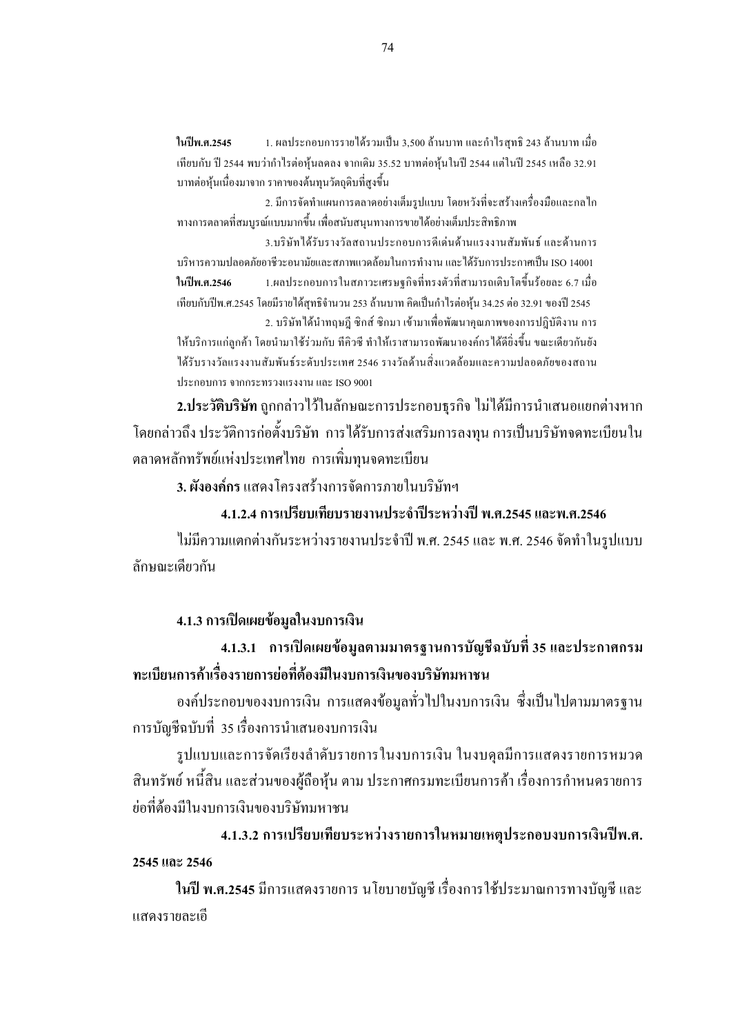**ในปีพ.ศ.2545** 1. ผลประกอบการรายได้รวมเป็น 3,500 ล้านบาท และกำไรสุทธิ 243 ล้านบาท เมื่อเทียบกับ ปี 2544 พบว่ากำไรต่อหุ้นลดลง จากเดิม 35.52 บาทต่อหุ้นในปี 2544 แต่ในปี 2545 เหลือ 32.91 บาทต่อหุ้นเนื่องมาจาก ราคาของต้นทุนวัตถุดิบที่สูงขึ้น

2. มีการจัดทำแผนการตลาดอย่างเต็มรูปแบบ โดยหวังที่จะสร้างเครื่องมือและกลไกทางการตลาดที่สมบูรณ์แบบมากขึ้น เพื่อสนับสนุนทางการขายได้อย่างเต็มประสิทธิภาพ

3.บริษัทได้รับรางวัลสถานประกอบการดีเด่นด้านแรงงานสัมพันธ์ และด้านการบริหารความปลอดภัยอาชีวะอนามัยและสภาพแวดล้อมในการทำงาน และได้รับการประกาศเป็น ISO 14001

**ในปีพ.ศ.2546** 1.ผลประกอบการในสภาวะเศรษฐกิจที่ทรงตัวที่สามารถเติบโตขึ้นร้อยละ 6.7 เมื่อเทียบกับปีพ.ศ.2545 โดยมีรายได้สุทธิจำนวน 253 ล้านบาท คิดเป็นกำไรต่อหุ้น 34.25 ต่อ 32.91 ของปี 2545

2. บริษัทได้นำทฤษฎี ซิกส์ ซิกมา เข้ามาเพื่อพัฒนาคุณภาพของการปฏิบัติงาน การให้บริการแก่ลูกค้า โดยนำมาใช้ร่วมกับ ทีคิวซี ทำให้เราสามารถพัฒนาองค์กรได้ดียิ่งขึ้น ขณะเดียวกันยังได้รับรางวัลแรงงานสัมพันธ์ระดับประเทศ 2546 รางวัลด้านสิ่งแวดล้อมและความปลอดภัยของสถานประกอบการ จากกระทรวงแรงงาน และ ISO 9001

**2.ประวัติบริษัท** ถูกกล่าวไว้ในลักษณะการประกอบธุรกิจ ไม่ได้มีการนำเสนอแยกต่างหาก โดยกล่าวถึง ประวัติการก่อตั้งบริษัท การได้รับการส่งเสริมการลงทุน การเป็นบริษัทจดทะเบียนในตลาดหลักทรัพย์แห่งประเทศไทย การเพิ่มทุนจดทะเบียน

**3. ผังองค์กร** แสดงโครงสร้างการจัดการภายในบริษัทฯ

**4.1.2.4 การเปรียบเทียบรายงานประจำปีระหว่างปี พ.ศ.2545 และพ.ศ.2546**

ไม่มีความแตกต่างกันระหว่างรายงานประจำปี พ.ศ. 2545 และ พ.ศ. 2546 จัดทำในรูปแบบลักษณะเดียวกัน

**4.1.3 การเปิดเผยข้อมูลในงบการเงิน**

**4.1.3.1 การเปิดเผยข้อมูลตามมาตรฐานการบัญชีฉบับที่ 35 และประกาศกรมทะเบียนการค้าเรื่องรายการย่อที่ต้องมีในงบการเงินของบริษัทมหาชน**

องค์ประกอบของงบการเงิน การแสดงข้อมูลทั่วไปในงบการเงิน ซึ่งเป็นไปตามมาตรฐานการบัญชีฉบับที่ 35 เรื่องการนำเสนองบการเงิน

รูปแบบและการจัดเรียงลำดับรายการในงบการเงิน ในงบดุลมีการแสดงรายการหมวดสินทรัพย์ หนี้สิน และส่วนของผู้ถือหุ้น ตาม ประกาศกรมทะเบียนการค้า เรื่องการกำหนดรายการย่อที่ต้องมีในงบการเงินของบริษัทมหาชน

**4.1.3.2 การเปรียบเทียบระหว่างรายการในหมายเหตุประกอบงบการเงินปีพ.ศ. 2545 และ 2546**

**ในปี พ.ศ.2545** มีการแสดงรายการ นโยบายบัญชี เรื่องการใช้ประมาณการทางบัญชี และแสดงรายละเอี